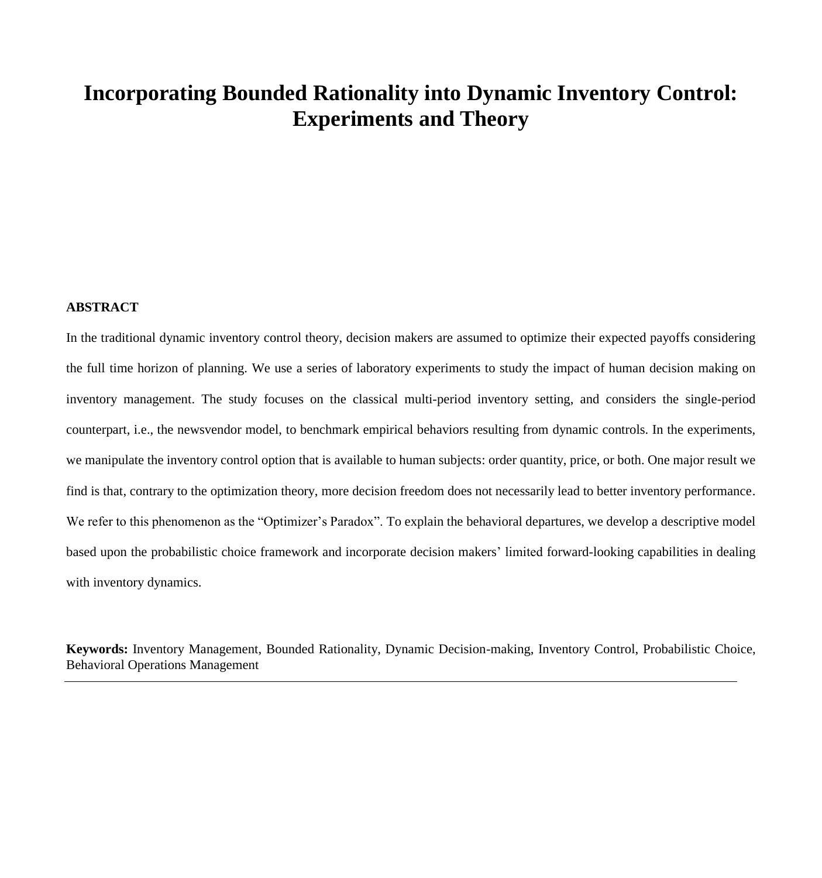# Incorporating Bounded Rationality into Dynamic Inventory Control: Experiments and Theory

**ABSTRACT**

In the traditional dynamic inventory control theory, decision makers are assumed to optimize their expected payoffs considering the full time horizon of planning. We use a series of laboratory experiments to study the impact of human decision making on inventory management. The study focuses on the classical multi-period inventory setting, and considers the single-period counterpart, i.e., the newsvendor model, to benchmark empirical behaviors resulting from dynamic controls. In the experiments, we manipulate the inventory control option that is available to human subjects: order quantity, price, or both. One major result we find is that, contrary to the optimization theory, more decision freedom does not necessarily lead to better inventory performance. We refer to this phenomenon as the "Optimizer's Paradox". To explain the behavioral departures, we develop a descriptive model based upon the probabilistic choice framework and incorporate decision makers' limited forward-looking capabilities in dealing with inventory dynamics.

**Keywords:** Inventory Management, Bounded Rationality, Dynamic Decision-making, Inventory Control, Probabilistic Choice, Behavioral Operations Management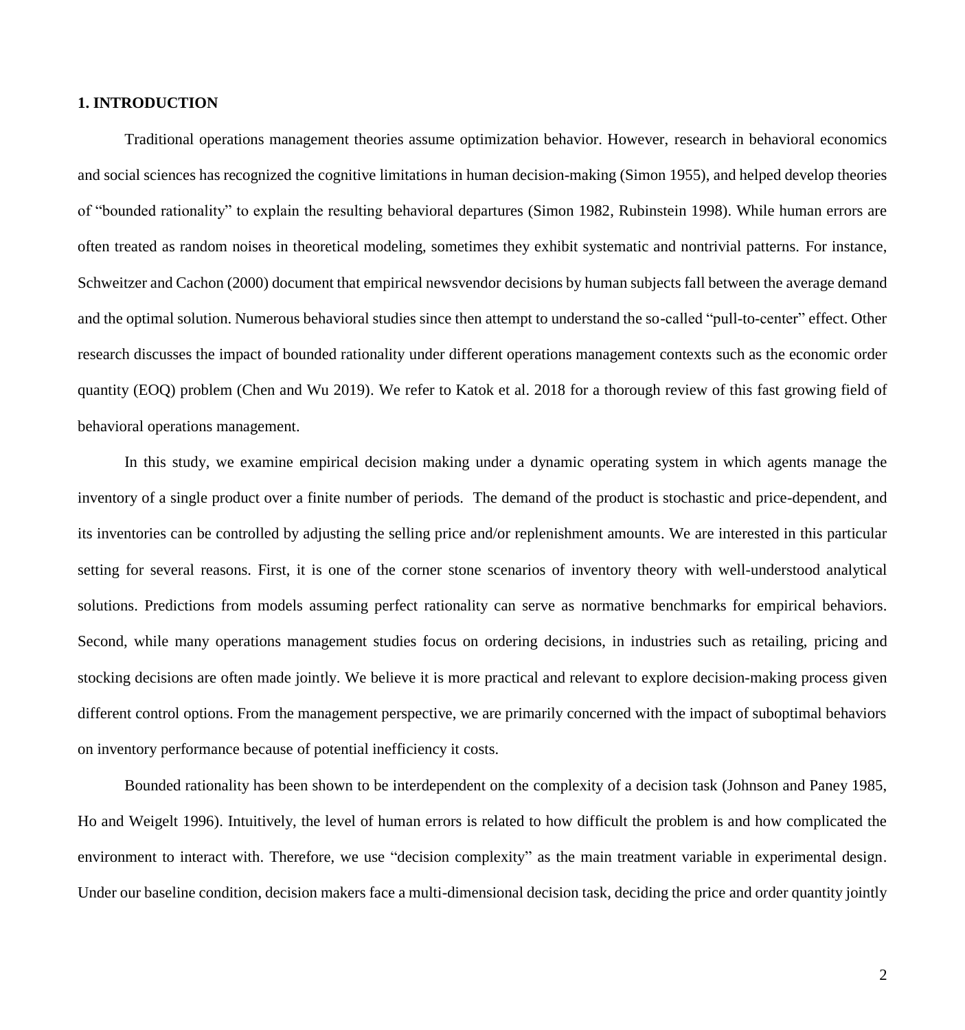## 1. INTRODUCTION

Traditional operations management theories assume optimization behavior. However, research in behavioral economics and social sciences has recognized the cognitive limitations in human decision-making (Simon 1955), and helped develop theories of "bounded rationality" to explain the resulting behavioral departures (Simon 1982, Rubinstein 1998). While human errors are often treated as random noises in theoretical modeling, sometimes they exhibit systematic and nontrivial patterns. For instance, Schweitzer and Cachon (2000) document that empirical newsvendor decisions by human subjects fall between the average demand and the optimal solution. Numerous behavioral studies since then attempt to understand the so-called "pull-to-center" effect. Other research discusses the impact of bounded rationality under different operations management contexts such as the economic order quantity (EOQ) problem (Chen and Wu 2019). We refer to Katok et al. 2018 for a thorough review of this fast growing field of behavioral operations management.

In this study, we examine empirical decision making under a dynamic operating system in which agents manage the inventory of a single product over a finite number of periods. The demand of the product is stochastic and price-dependent, and its inventories can be controlled by adjusting the selling price and/or replenishment amounts. We are interested in this particular setting for several reasons. First, it is one of the corner stone scenarios of inventory theory with well-understood analytical solutions. Predictions from models assuming perfect rationality can serve as normative benchmarks for empirical behaviors. Second, while many operations management studies focus on ordering decisions, in industries such as retailing, pricing and stocking decisions are often made jointly. We believe it is more practical and relevant to explore decision-making process given different control options. From the management perspective, we are primarily concerned with the impact of suboptimal behaviors on inventory performance because of potential inefficiency it costs.

Bounded rationality has been shown to be interdependent on the complexity of a decision task (Johnson and Paney 1985, Ho and Weigelt 1996). Intuitively, the level of human errors is related to how difficult the problem is and how complicated the environment to interact with. Therefore, we use "decision complexity" as the main treatment variable in experimental design. Under our baseline condition, decision makers face a multi-dimensional decision task, deciding the price and order quantity jointly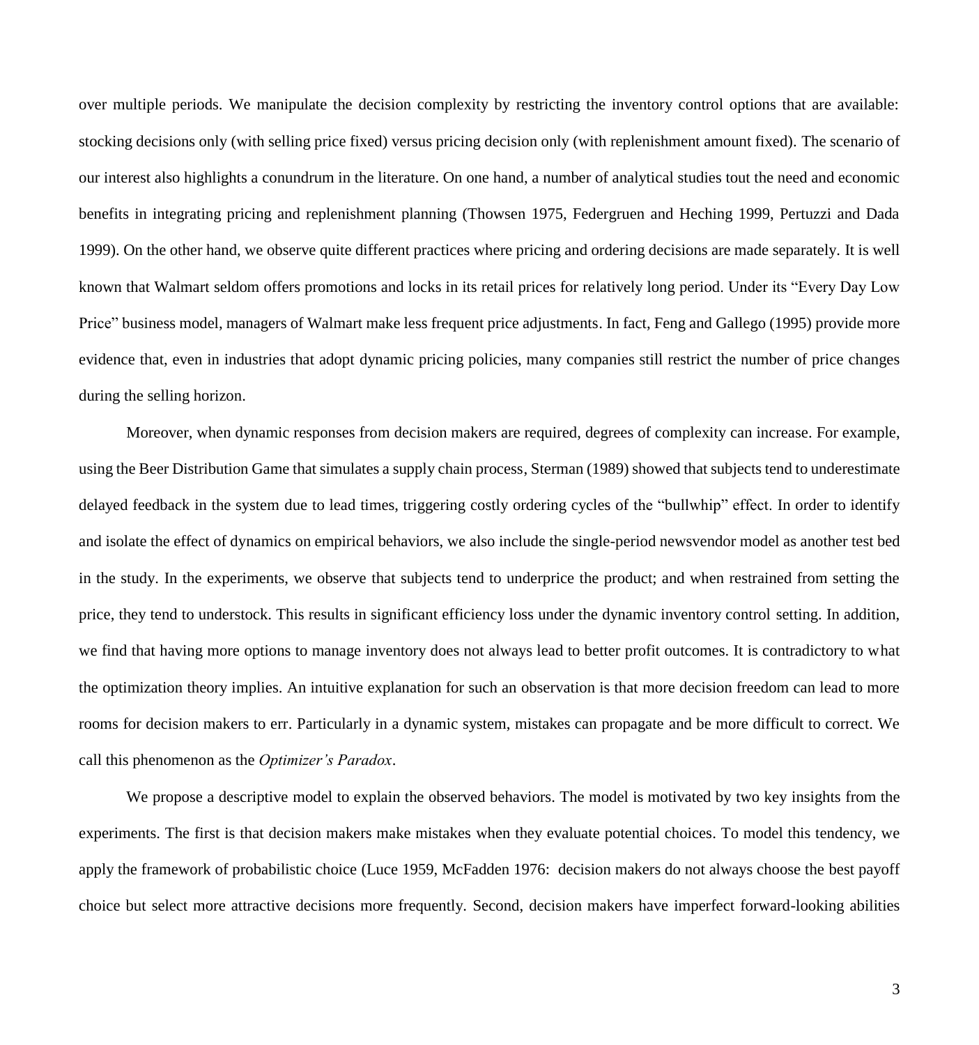over multiple periods. We manipulate the decision complexity by restricting the inventory control options that are available: stocking decisions only (with selling price fixed) versus pricing decision only (with replenishment amount fixed). The scenario of our interest also highlights a conundrum in the literature. On one hand, a number of analytical studies tout the need and economic benefits in integrating pricing and replenishment planning (Thowsen 1975, Federgruen and Heching 1999, Pertuzzi and Dada 1999). On the other hand, we observe quite different practices where pricing and ordering decisions are made separately. It is well known that Walmart seldom offers promotions and locks in its retail prices for relatively long period. Under its "Every Day Low Price" business model, managers of Walmart make less frequent price adjustments. In fact, Feng and Gallego (1995) provide more evidence that, even in industries that adopt dynamic pricing policies, many companies still restrict the number of price changes during the selling horizon.

Moreover, when dynamic responses from decision makers are required, degrees of complexity can increase. For example, using the Beer Distribution Game that simulates a supply chain process, Sterman (1989) showed that subjects tend to underestimate delayed feedback in the system due to lead times, triggering costly ordering cycles of the "bullwhip" effect. In order to identify and isolate the effect of dynamics on empirical behaviors, we also include the single-period newsvendor model as another test bed in the study. In the experiments, we observe that subjects tend to underprice the product; and when restrained from setting the price, they tend to understock. This results in significant efficiency loss under the dynamic inventory control setting. In addition, we find that having more options to manage inventory does not always lead to better profit outcomes. It is contradictory to what the optimization theory implies. An intuitive explanation for such an observation is that more decision freedom can lead to more rooms for decision makers to err. Particularly in a dynamic system, mistakes can propagate and be more difficult to correct. We call this phenomenon as the *Optimizer's Paradox*.

We propose a descriptive model to explain the observed behaviors. The model is motivated by two key insights from the experiments. The first is that decision makers make mistakes when they evaluate potential choices. To model this tendency, we apply the framework of probabilistic choice (Luce 1959, McFadden 1976: decision makers do not always choose the best payoff choice but select more attractive decisions more frequently. Second, decision makers have imperfect forward-looking abilities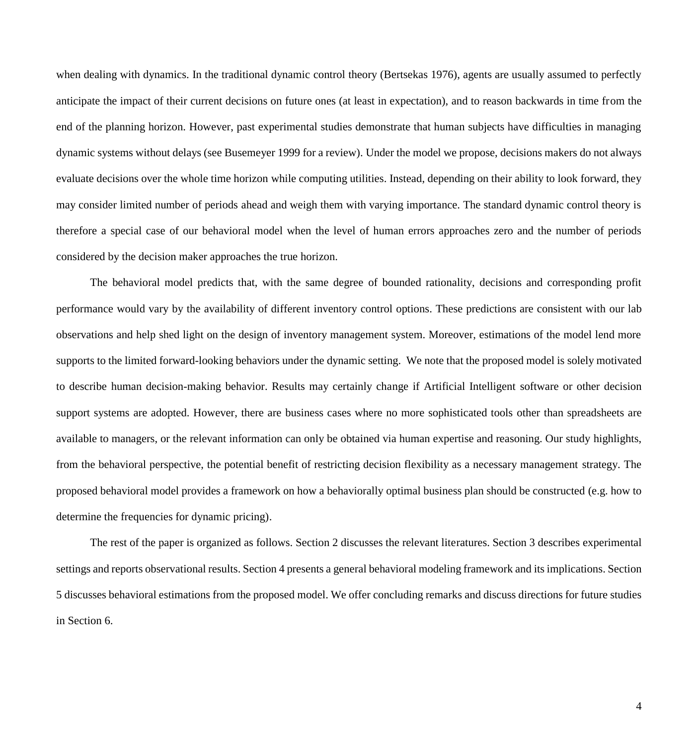when dealing with dynamics. In the traditional dynamic control theory (Bertsekas 1976), agents are usually assumed to perfectly anticipate the impact of their current decisions on future ones (at least in expectation), and to reason backwards in time from the end of the planning horizon. However, past experimental studies demonstrate that human subjects have difficulties in managing dynamic systems without delays (see Busemeyer 1999 for a review). Under the model we propose, decisions makers do not always evaluate decisions over the whole time horizon while computing utilities. Instead, depending on their ability to look forward, they may consider limited number of periods ahead and weigh them with varying importance. The standard dynamic control theory is therefore a special case of our behavioral model when the level of human errors approaches zero and the number of periods considered by the decision maker approaches the true horizon.

The behavioral model predicts that, with the same degree of bounded rationality, decisions and corresponding profit performance would vary by the availability of different inventory control options. These predictions are consistent with our lab observations and help shed light on the design of inventory management system. Moreover, estimations of the model lend more supports to the limited forward-looking behaviors under the dynamic setting. We note that the proposed model is solely motivated to describe human decision-making behavior. Results may certainly change if Artificial Intelligent software or other decision support systems are adopted. However, there are business cases where no more sophisticated tools other than spreadsheets are available to managers, or the relevant information can only be obtained via human expertise and reasoning. Our study highlights, from the behavioral perspective, the potential benefit of restricting decision flexibility as a necessary management strategy. The proposed behavioral model provides a framework on how a behaviorally optimal business plan should be constructed (e.g. how to determine the frequencies for dynamic pricing).

The rest of the paper is organized as follows. Section 2 discusses the relevant literatures. Section 3 describes experimental settings and reports observational results. Section 4 presents a general behavioral modeling framework and its implications. Section 5 discusses behavioral estimations from the proposed model. We offer concluding remarks and discuss directions for future studies in Section 6.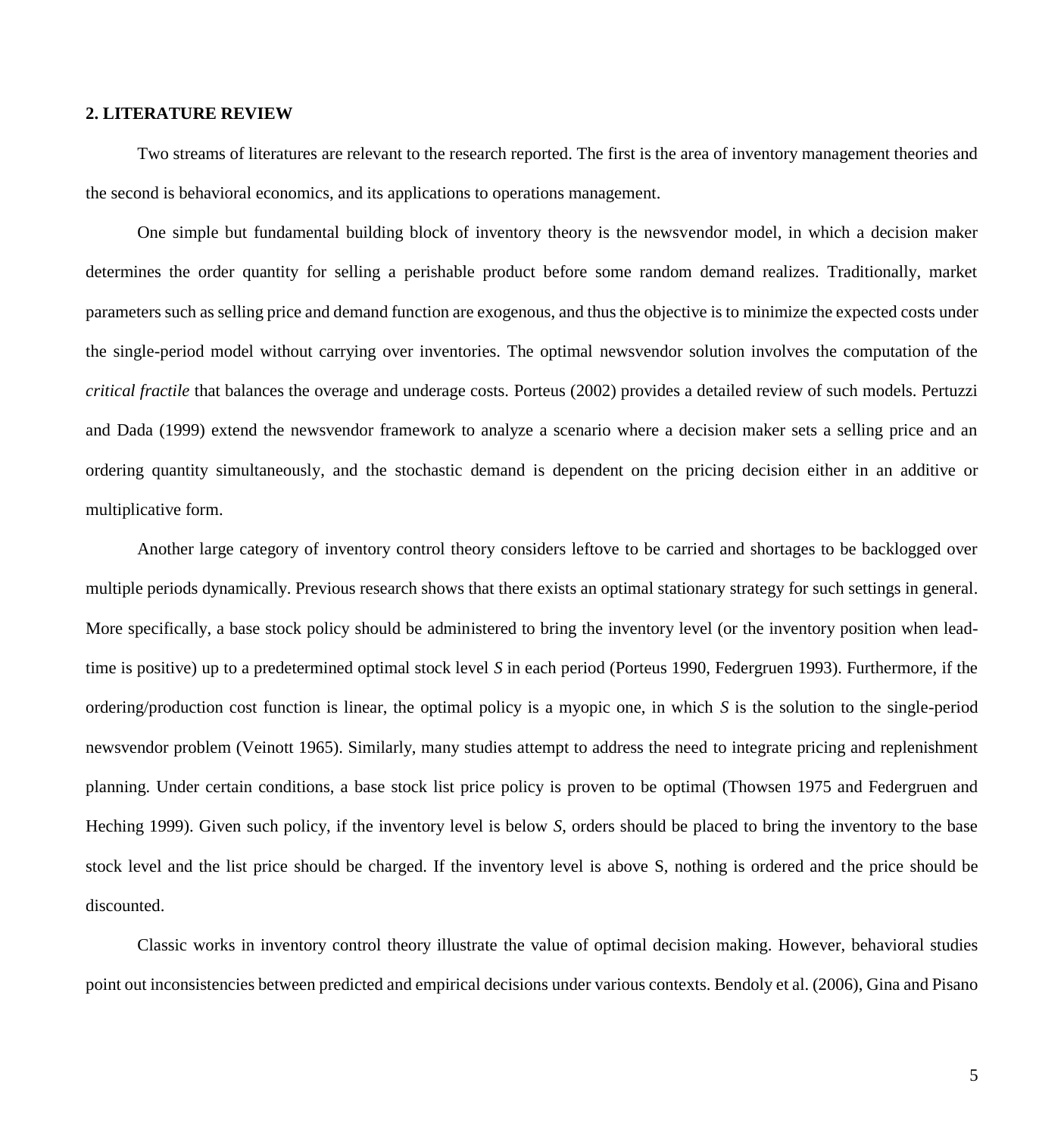## 2. LITERATURE REVIEW

Two streams of literatures are relevant to the research reported. The first is the area of inventory management theories and the second is behavioral economics, and its applications to operations management.

One simple but fundamental building block of inventory theory is the newsvendor model, in which a decision maker determines the order quantity for selling a perishable product before some random demand realizes. Traditionally, market parameters such as selling price and demand function are exogenous, and thus the objective is to minimize the expected costs under the single-period model without carrying over inventories. The optimal newsvendor solution involves the computation of the *critical fractile* that balances the overage and underage costs. Porteus (2002) provides a detailed review of such models. Pertuzzi and Dada (1999) extend the newsvendor framework to analyze a scenario where a decision maker sets a selling price and an ordering quantity simultaneously, and the stochastic demand is dependent on the pricing decision either in an additive or multiplicative form.

Another large category of inventory control theory considers leftove to be carried and shortages to be backlogged over multiple periods dynamically. Previous research shows that there exists an optimal stationary strategy for such settings in general. More specifically, a base stock policy should be administered to bring the inventory level (or the inventory position when lead-time is positive) up to a predetermined optimal stock level $S$ in each period (Porteus 1990, Federgruen 1993). Furthermore, if the ordering/production cost function is linear, the optimal policy is a myopic one, in which $S$ is the solution to the single-period newsvendor problem (Veinott 1965). Similarly, many studies attempt to address the need to integrate pricing and replenishment planning. Under certain conditions, a base stock list price policy is proven to be optimal (Thowsen 1975 and Federgruen and Heching 1999). Given such policy, if the inventory level is below $S$, orders should be placed to bring the inventory to the base stock level and the list price should be charged. If the inventory level is above S, nothing is ordered and the price should be discounted.

Classic works in inventory control theory illustrate the value of optimal decision making. However, behavioral studies point out inconsistencies between predicted and empirical decisions under various contexts. Bendoly et al. (2006), Gina and Pisano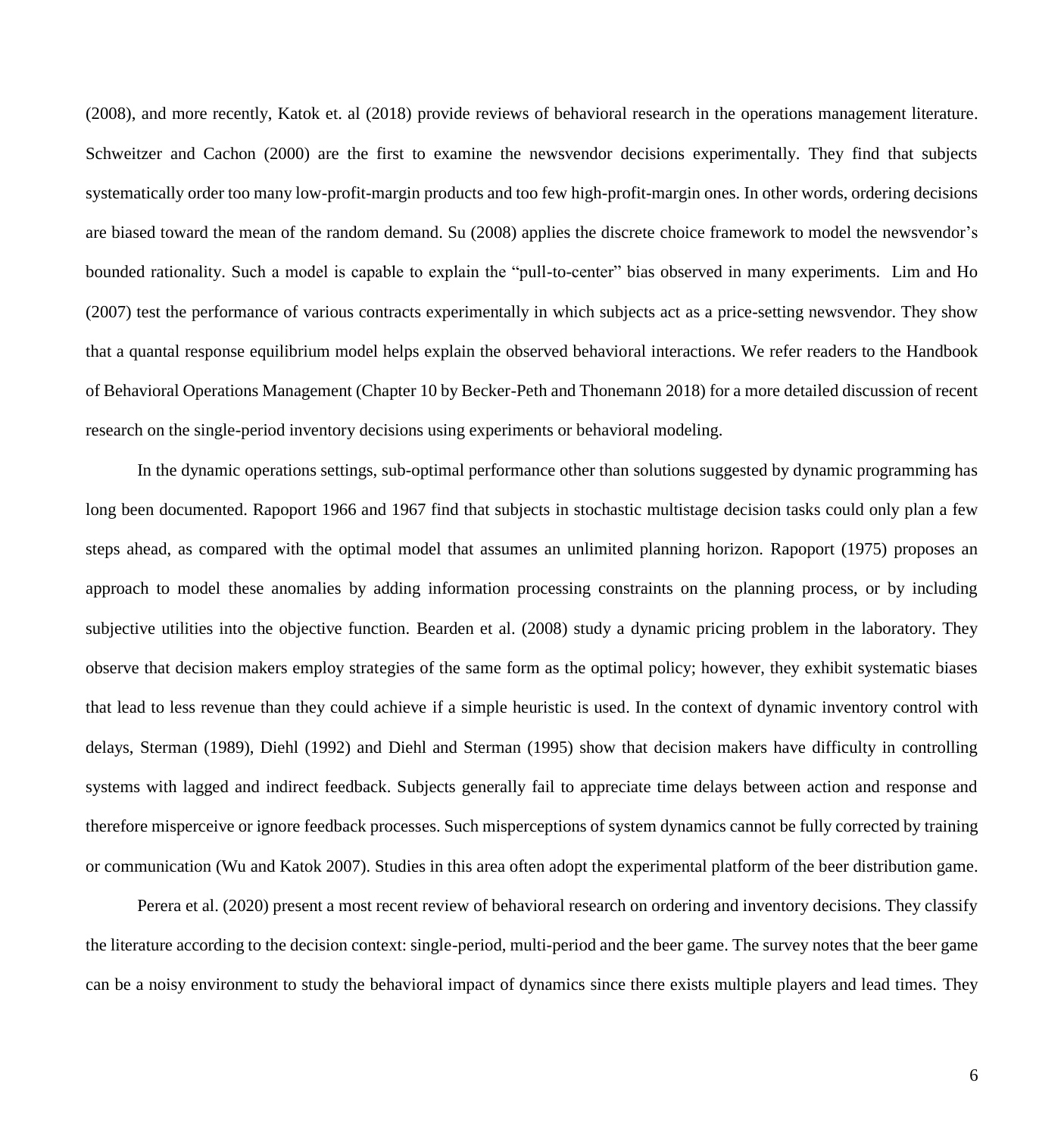(2008), and more recently, Katok et. al (2018) provide reviews of behavioral research in the operations management literature. Schweitzer and Cachon (2000) are the first to examine the newsvendor decisions experimentally. They find that subjects systematically order too many low-profit-margin products and too few high-profit-margin ones. In other words, ordering decisions are biased toward the mean of the random demand. Su (2008) applies the discrete choice framework to model the newsvendor's bounded rationality. Such a model is capable to explain the "pull-to-center" bias observed in many experiments. Lim and Ho (2007) test the performance of various contracts experimentally in which subjects act as a price-setting newsvendor. They show that a quantal response equilibrium model helps explain the observed behavioral interactions. We refer readers to the Handbook of Behavioral Operations Management (Chapter 10 by Becker-Peth and Thonemann 2018) for a more detailed discussion of recent research on the single-period inventory decisions using experiments or behavioral modeling.

In the dynamic operations settings, sub-optimal performance other than solutions suggested by dynamic programming has long been documented. Rapoport 1966 and 1967 find that subjects in stochastic multistage decision tasks could only plan a few steps ahead, as compared with the optimal model that assumes an unlimited planning horizon. Rapoport (1975) proposes an approach to model these anomalies by adding information processing constraints on the planning process, or by including subjective utilities into the objective function. Bearden et al. (2008) study a dynamic pricing problem in the laboratory. They observe that decision makers employ strategies of the same form as the optimal policy; however, they exhibit systematic biases that lead to less revenue than they could achieve if a simple heuristic is used. In the context of dynamic inventory control with delays, Sterman (1989), Diehl (1992) and Diehl and Sterman (1995) show that decision makers have difficulty in controlling systems with lagged and indirect feedback. Subjects generally fail to appreciate time delays between action and response and therefore misperceive or ignore feedback processes. Such misperceptions of system dynamics cannot be fully corrected by training or communication (Wu and Katok 2007). Studies in this area often adopt the experimental platform of the beer distribution game.

Perera et al. (2020) present a most recent review of behavioral research on ordering and inventory decisions. They classify the literature according to the decision context: single-period, multi-period and the beer game. The survey notes that the beer game can be a noisy environment to study the behavioral impact of dynamics since there exists multiple players and lead times. They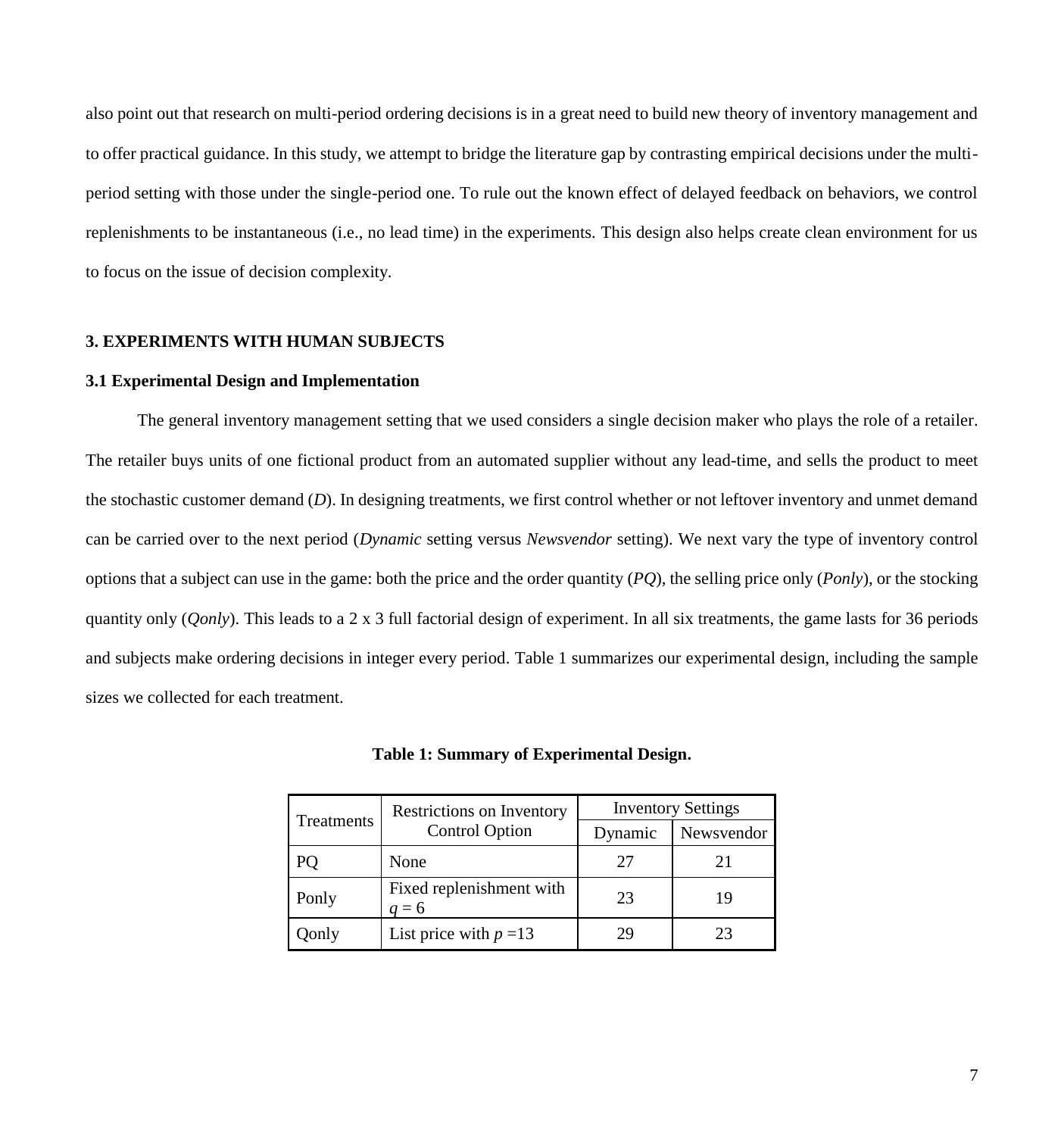also point out that research on multi-period ordering decisions is in a great need to build new theory of inventory management and to offer practical guidance. In this study, we attempt to bridge the literature gap by contrasting empirical decisions under the multi-period setting with those under the single-period one. To rule out the known effect of delayed feedback on behaviors, we control replenishments to be instantaneous (i.e., no lead time) in the experiments. This design also helps create clean environment for us to focus on the issue of decision complexity.

## 3. EXPERIMENTS WITH HUMAN SUBJECTS

### 3.1 Experimental Design and Implementation

The general inventory management setting that we used considers a single decision maker who plays the role of a retailer. The retailer buys units of one fictional product from an automated supplier without any lead-time, and sells the product to meet the stochastic customer demand ($D$). In designing treatments, we first control whether or not leftover inventory and unmet demand can be carried over to the next period (*Dynamic* setting versus *Newsvendor* setting). We next vary the type of inventory control options that a subject can use in the game: both the price and the order quantity (*PQ*), the selling price only (*Ponly*), or the stocking quantity only (*Qonly*). This leads to a 2 x 3 full factorial design of experiment. In all six treatments, the game lasts for 36 periods and subjects make ordering decisions in integer every period. Table 1 summarizes our experimental design, including the sample sizes we collected for each treatment.

**Table 1: Summary of Experimental Design.**

| Treatments | Restrictions on Inventory Control Option | Inventory Settings | |
|---|---|---|---|
| | | Dynamic | Newsvendor |
| PQ | None | 27 | 21 |
| Ponly | Fixed replenishment with $q = 6$ | 23 | 19 |
| Qonly | List price with $p = 13$ | 29 | 23 |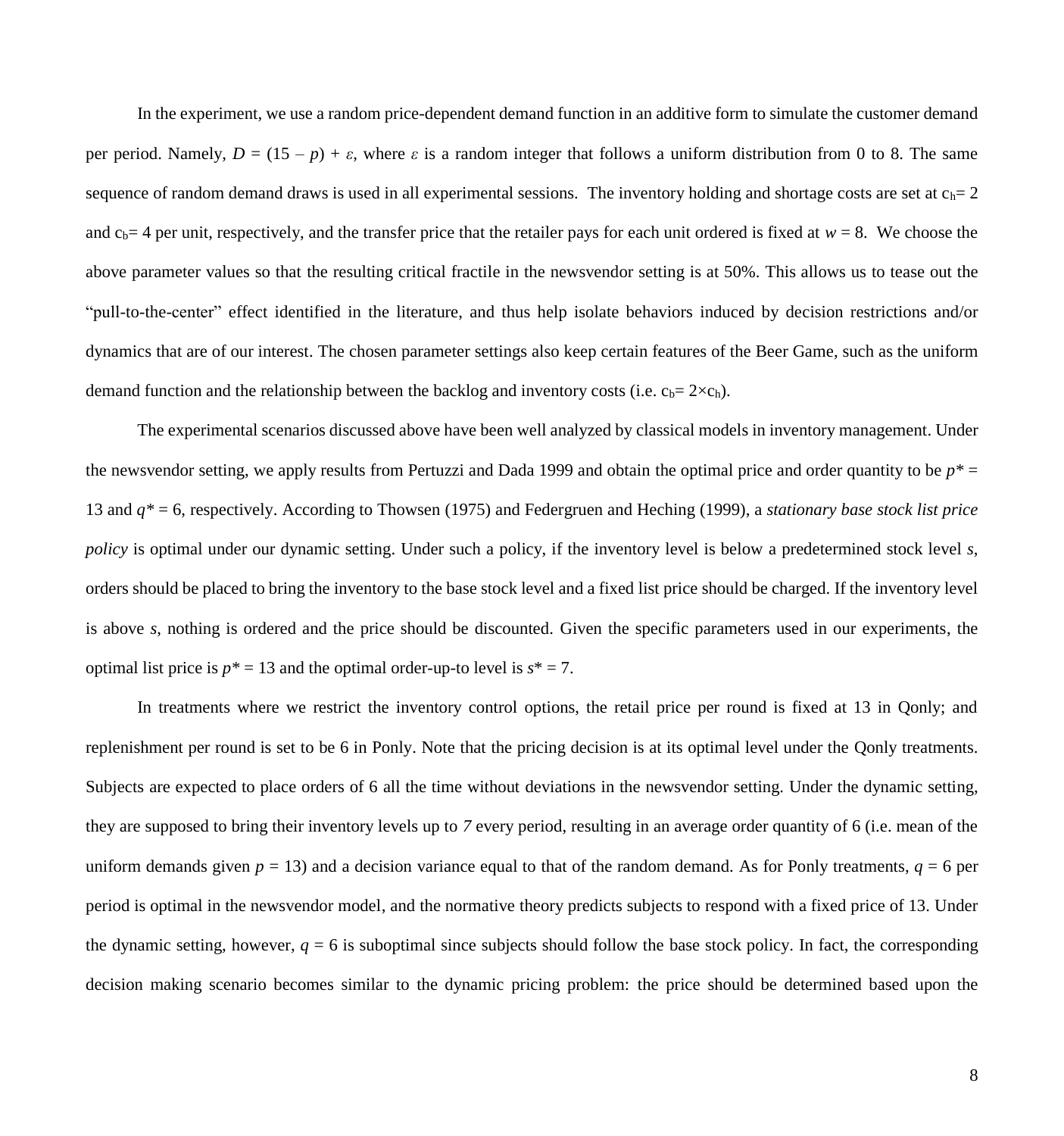In the experiment, we use a random price-dependent demand function in an additive form to simulate the customer demand per period. Namely, $D = (15 - p) + \varepsilon$, where $\varepsilon$ is a random integer that follows a uniform distribution from 0 to 8. The same sequence of random demand draws is used in all experimental sessions. The inventory holding and shortage costs are set at $c_h = 2$ and $c_b = 4$ per unit, respectively, and the transfer price that the retailer pays for each unit ordered is fixed at $w = 8$. We choose the above parameter values so that the resulting critical fractile in the newsvendor setting is at 50%. This allows us to tease out the "pull-to-the-center" effect identified in the literature, and thus help isolate behaviors induced by decision restrictions and/or dynamics that are of our interest. The chosen parameter settings also keep certain features of the Beer Game, such as the uniform demand function and the relationship between the backlog and inventory costs (i.e. $c_b = 2 \times c_h$).

The experimental scenarios discussed above have been well analyzed by classical models in inventory management. Under the newsvendor setting, we apply results from Pertuzzi and Dada 1999 and obtain the optimal price and order quantity to be $p^* = 13$ and $q^* = 6$, respectively. According to Thowsen (1975) and Federgruen and Heching (1999), a *stationary base stock list price policy* is optimal under our dynamic setting. Under such a policy, if the inventory level is below a predetermined stock level *s*, orders should be placed to bring the inventory to the base stock level and a fixed list price should be charged. If the inventory level is above *s*, nothing is ordered and the price should be discounted. Given the specific parameters used in our experiments, the optimal list price is $p^* = 13$ and the optimal order-up-to level is $s^* = 7$.

In treatments where we restrict the inventory control options, the retail price per round is fixed at 13 in Qonly; and replenishment per round is set to be 6 in Ponly. Note that the pricing decision is at its optimal level under the Qonly treatments. Subjects are expected to place orders of 6 all the time without deviations in the newsvendor setting. Under the dynamic setting, they are supposed to bring their inventory levels up to *7* every period, resulting in an average order quantity of 6 (i.e. mean of the uniform demands given $p = 13$) and a decision variance equal to that of the random demand. As for Ponly treatments, $q = 6$ per period is optimal in the newsvendor model, and the normative theory predicts subjects to respond with a fixed price of 13. Under the dynamic setting, however, $q = 6$ is suboptimal since subjects should follow the base stock policy. In fact, the corresponding decision making scenario becomes similar to the dynamic pricing problem: the price should be determined based upon the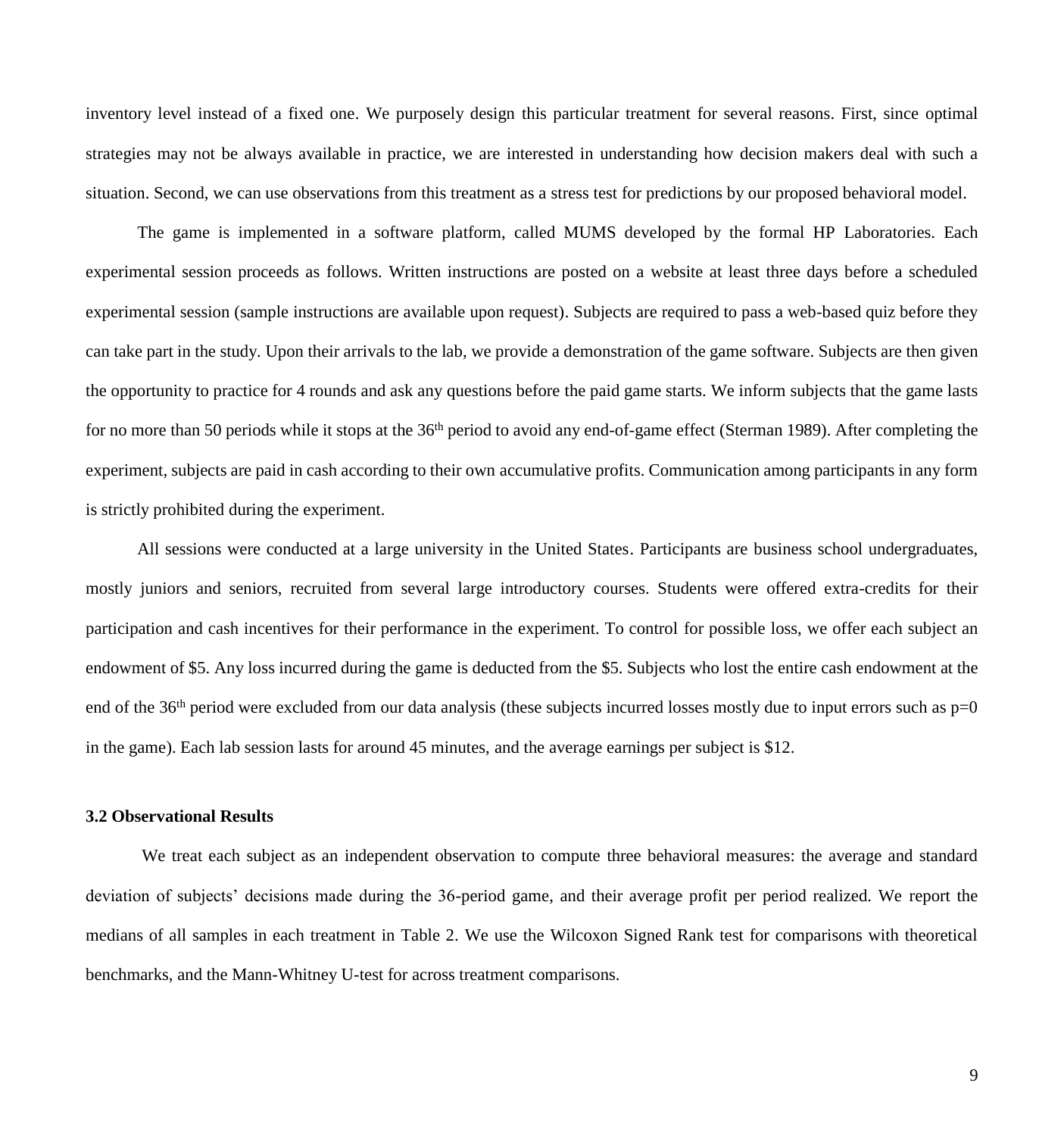inventory level instead of a fixed one. We purposely design this particular treatment for several reasons. First, since optimal strategies may not be always available in practice, we are interested in understanding how decision makers deal with such a situation. Second, we can use observations from this treatment as a stress test for predictions by our proposed behavioral model.

The game is implemented in a software platform, called MUMS developed by the formal HP Laboratories. Each experimental session proceeds as follows. Written instructions are posted on a website at least three days before a scheduled experimental session (sample instructions are available upon request). Subjects are required to pass a web-based quiz before they can take part in the study. Upon their arrivals to the lab, we provide a demonstration of the game software. Subjects are then given the opportunity to practice for 4 rounds and ask any questions before the paid game starts. We inform subjects that the game lasts for no more than 50 periods while it stops at the 36th period to avoid any end-of-game effect (Sterman 1989). After completing the experiment, subjects are paid in cash according to their own accumulative profits. Communication among participants in any form is strictly prohibited during the experiment.

All sessions were conducted at a large university in the United States. Participants are business school undergraduates, mostly juniors and seniors, recruited from several large introductory courses. Students were offered extra-credits for their participation and cash incentives for their performance in the experiment. To control for possible loss, we offer each subject an endowment of $5. Any loss incurred during the game is deducted from the $5. Subjects who lost the entire cash endowment at the end of the 36th period were excluded from our data analysis (these subjects incurred losses mostly due to input errors such as $p=0$ in the game). Each lab session lasts for around 45 minutes, and the average earnings per subject is $12.

### 3.2 Observational Results

We treat each subject as an independent observation to compute three behavioral measures: the average and standard deviation of subjects' decisions made during the 36-period game, and their average profit per period realized. We report the medians of all samples in each treatment in Table 2. We use the Wilcoxon Signed Rank test for comparisons with theoretical benchmarks, and the Mann-Whitney U-test for across treatment comparisons.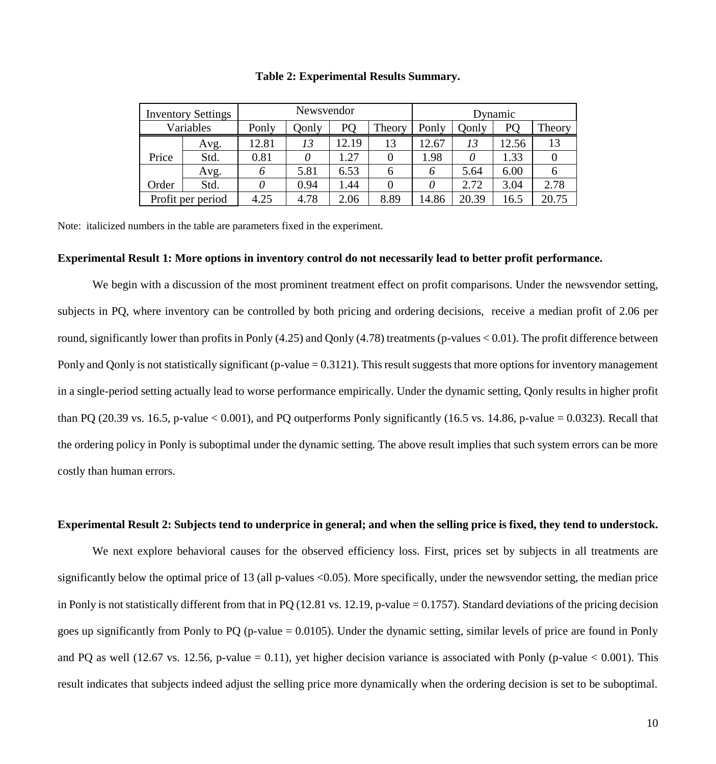**Table 2: Experimental Results Summary.**

| Inventory Settings | | Newsvendor | | | | Dynamic | | | |
|---|---|---|---|---|---|---|---|---|---|
| Variables | | Ponly | Qonly | PQ | Theory | Ponly | Qonly | PQ | Theory |
| Price | Avg. | 12.81 | *13* | 12.19 | 13 | 12.67 | *13* | 12.56 | 13 |
| | Std. | 0.81 | *0* | 1.27 | 0 | 1.98 | *0* | 1.33 | 0 |
| Order | Avg. | *6* | 5.81 | 6.53 | 6 | *6* | 5.64 | 6.00 | 6 |
| | Std. | *0* | 0.94 | 1.44 | 0 | *0* | 2.72 | 3.04 | 2.78 |
| Profit per period | | 4.25 | 4.78 | 2.06 | 8.89 | 14.86 | 20.39 | 16.5 | 20.75 |

Note: italicized numbers in the table are parameters fixed in the experiment.

**Experimental Result 1: More options in inventory control do not necessarily lead to better profit performance.**

We begin with a discussion of the most prominent treatment effect on profit comparisons. Under the newsvendor setting, subjects in PQ, where inventory can be controlled by both pricing and ordering decisions, receive a median profit of 2.06 per round, significantly lower than profits in Ponly (4.25) and Qonly (4.78) treatments (p-values < 0.01). The profit difference between Ponly and Qonly is not statistically significant (p-value = 0.3121). This result suggests that more options for inventory management in a single-period setting actually lead to worse performance empirically. Under the dynamic setting, Qonly results in higher profit than PQ (20.39 vs. 16.5, p-value < 0.001), and PQ outperforms Ponly significantly (16.5 vs. 14.86, p-value = 0.0323). Recall that the ordering policy in Ponly is suboptimal under the dynamic setting. The above result implies that such system errors can be more costly than human errors.

**Experimental Result 2: Subjects tend to underprice in general; and when the selling price is fixed, they tend to understock.**

We next explore behavioral causes for the observed efficiency loss. First, prices set by subjects in all treatments are significantly below the optimal price of 13 (all p-values <0.05). More specifically, under the newsvendor setting, the median price in Ponly is not statistically different from that in PQ (12.81 vs. 12.19, p-value = 0.1757). Standard deviations of the pricing decision goes up significantly from Ponly to PQ (p-value = 0.0105). Under the dynamic setting, similar levels of price are found in Ponly and PQ as well (12.67 vs. 12.56, p-value = 0.11), yet higher decision variance is associated with Ponly (p-value < 0.001). This result indicates that subjects indeed adjust the selling price more dynamically when the ordering decision is set to be suboptimal.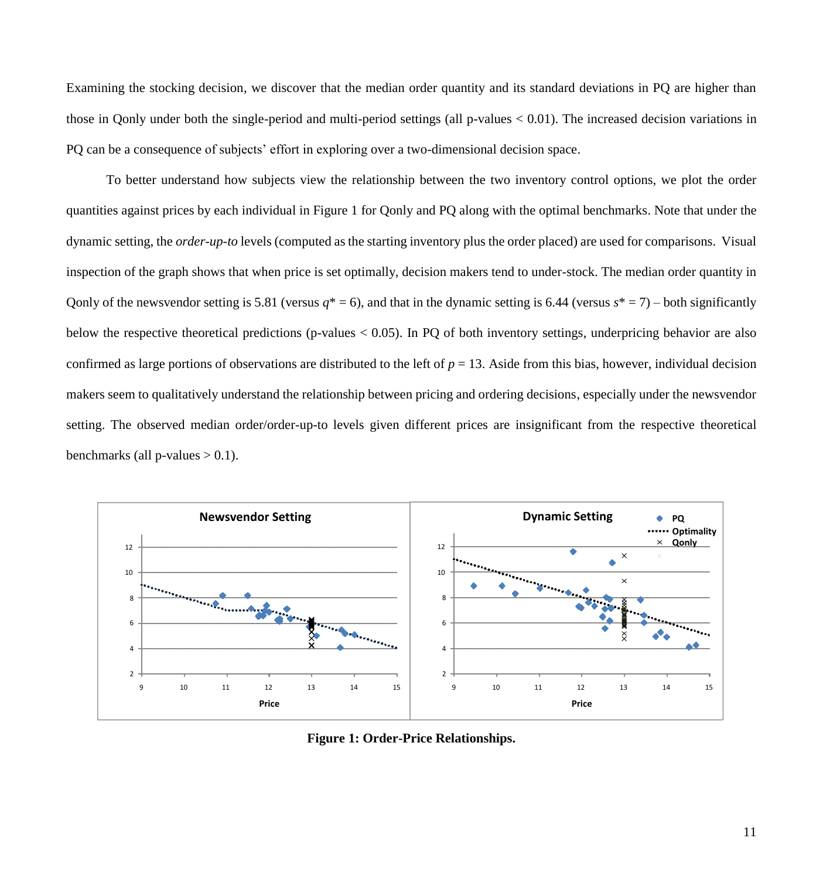Examining the stocking decision, we discover that the median order quantity and its standard deviations in PQ are higher than those in Qonly under both the single-period and multi-period settings (all p-values < 0.01). The increased decision variations in PQ can be a consequence of subjects' effort in exploring over a two-dimensional decision space.

To better understand how subjects view the relationship between the two inventory control options, we plot the order quantities against prices by each individual in Figure 1 for Qonly and PQ along with the optimal benchmarks. Note that under the dynamic setting, the *order-up-to* levels (computed as the starting inventory plus the order placed) are used for comparisons. Visual inspection of the graph shows that when price is set optimally, decision makers tend to under-stock. The median order quantity in Qonly of the newsvendor setting is 5.81 (versus $q^* = 6$), and that in the dynamic setting is 6.44 (versus $s^* = 7$) – both significantly below the respective theoretical predictions (p-values < 0.05). In PQ of both inventory settings, underpricing behavior are also confirmed as large portions of observations are distributed to the left of $p = 13$. Aside from this bias, however, individual decision makers seem to qualitatively understand the relationship between pricing and ordering decisions, especially under the newsvendor setting. The observed median order/order-up-to levels given different prices are insignificant from the respective theoretical benchmarks (all p-values > 0.1).

**Figure 1: Order-Price Relationships.**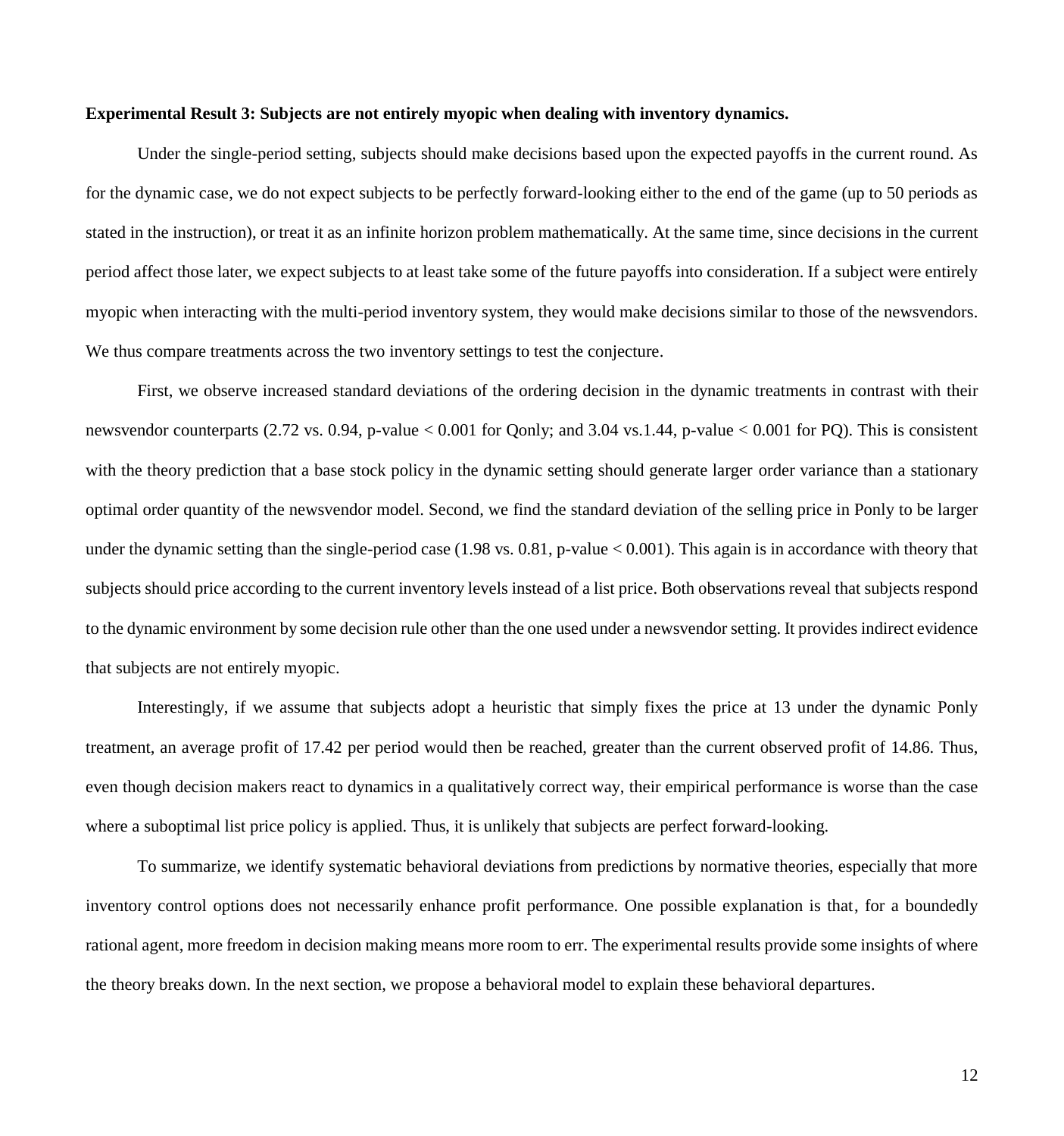**Experimental Result 3: Subjects are not entirely myopic when dealing with inventory dynamics.**

Under the single-period setting, subjects should make decisions based upon the expected payoffs in the current round. As for the dynamic case, we do not expect subjects to be perfectly forward-looking either to the end of the game (up to 50 periods as stated in the instruction), or treat it as an infinite horizon problem mathematically. At the same time, since decisions in the current period affect those later, we expect subjects to at least take some of the future payoffs into consideration. If a subject were entirely myopic when interacting with the multi-period inventory system, they would make decisions similar to those of the newsvendors. We thus compare treatments across the two inventory settings to test the conjecture.

First, we observe increased standard deviations of the ordering decision in the dynamic treatments in contrast with their newsvendor counterparts (2.72 vs. 0.94, p-value $< 0.001$ for Qonly; and 3.04 vs.1.44, p-value $< 0.001$ for PQ). This is consistent with the theory prediction that a base stock policy in the dynamic setting should generate larger order variance than a stationary optimal order quantity of the newsvendor model. Second, we find the standard deviation of the selling price in Ponly to be larger under the dynamic setting than the single-period case (1.98 vs. 0.81, p-value $< 0.001$). This again is in accordance with theory that subjects should price according to the current inventory levels instead of a list price. Both observations reveal that subjects respond to the dynamic environment by some decision rule other than the one used under a newsvendor setting. It provides indirect evidence that subjects are not entirely myopic.

Interestingly, if we assume that subjects adopt a heuristic that simply fixes the price at 13 under the dynamic Ponly treatment, an average profit of 17.42 per period would then be reached, greater than the current observed profit of 14.86. Thus, even though decision makers react to dynamics in a qualitatively correct way, their empirical performance is worse than the case where a suboptimal list price policy is applied. Thus, it is unlikely that subjects are perfect forward-looking.

To summarize, we identify systematic behavioral deviations from predictions by normative theories, especially that more inventory control options does not necessarily enhance profit performance. One possible explanation is that, for a boundedly rational agent, more freedom in decision making means more room to err. The experimental results provide some insights of where the theory breaks down. In the next section, we propose a behavioral model to explain these behavioral departures.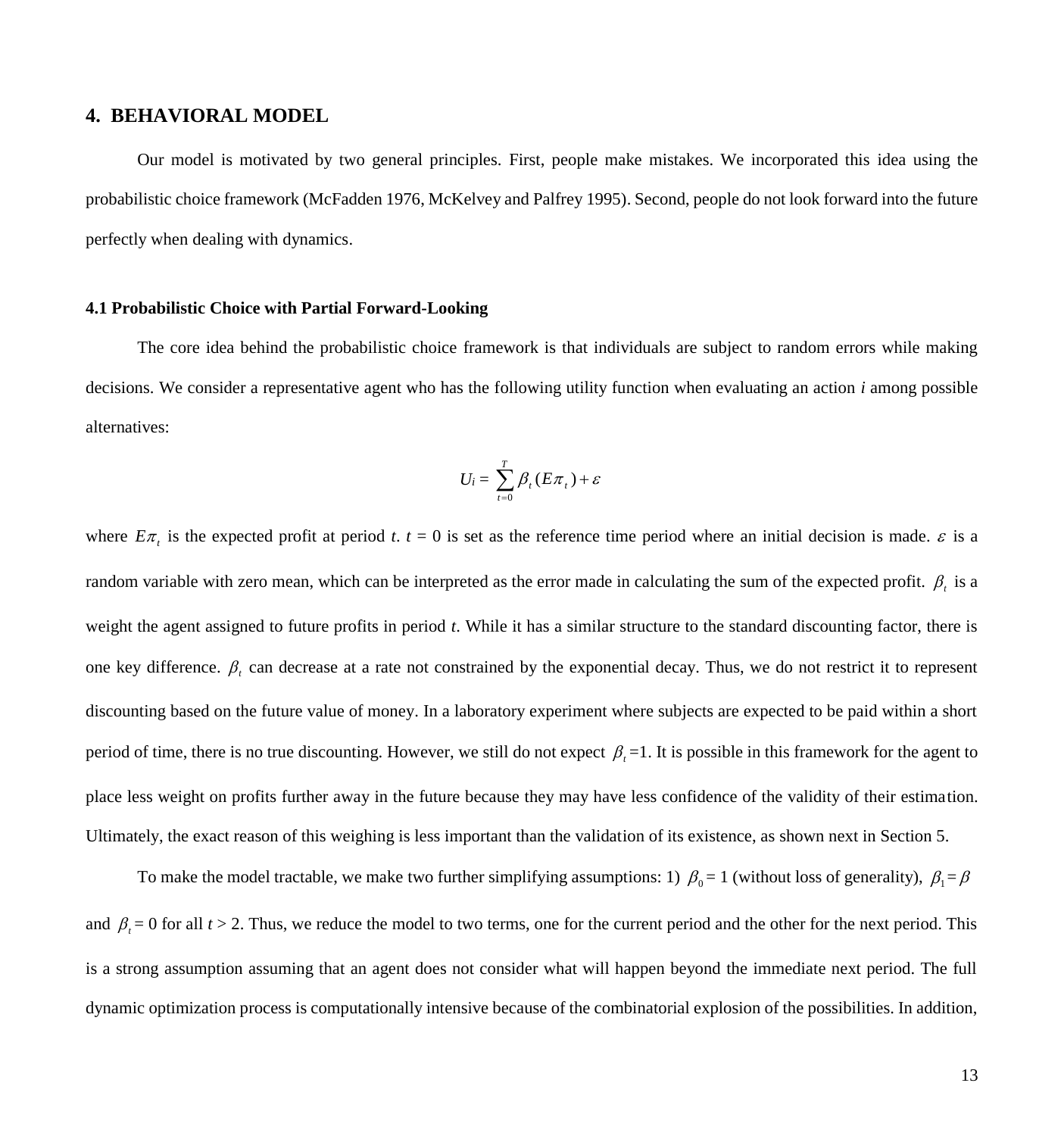## 4. BEHAVIORAL MODEL

Our model is motivated by two general principles. First, people make mistakes. We incorporated this idea using the probabilistic choice framework (McFadden 1976, McKelvey and Palfrey 1995). Second, people do not look forward into the future perfectly when dealing with dynamics.

### 4.1 Probabilistic Choice with Partial Forward-Looking

The core idea behind the probabilistic choice framework is that individuals are subject to random errors while making decisions. We consider a representative agent who has the following utility function when evaluating an action *i* among possible alternatives:

$$U_i = \sum_{t=0}^{T} \beta_t (E\pi_t) + \varepsilon$$

where $E\pi_t$ is the expected profit at period *t*. $t = 0$ is set as the reference time period where an initial decision is made. $\varepsilon$ is a random variable with zero mean, which can be interpreted as the error made in calculating the sum of the expected profit. $\beta_t$ is a weight the agent assigned to future profits in period *t*. While it has a similar structure to the standard discounting factor, there is one key difference. $\beta_t$ can decrease at a rate not constrained by the exponential decay. Thus, we do not restrict it to represent discounting based on the future value of money. In a laboratory experiment where subjects are expected to be paid within a short period of time, there is no true discounting. However, we still do not expect $\beta_t$=1. It is possible in this framework for the agent to place less weight on profits further away in the future because they may have less confidence of the validity of their estimation. Ultimately, the exact reason of this weighing is less important than the validation of its existence, as shown next in Section 5.

To make the model tractable, we make two further simplifying assumptions: 1) $\beta_0$ = 1 (without loss of generality), $\beta_1 = \beta$ and $\beta_t$ = 0 for all *t* > 2. Thus, we reduce the model to two terms, one for the current period and the other for the next period. This is a strong assumption assuming that an agent does not consider what will happen beyond the immediate next period. The full dynamic optimization process is computationally intensive because of the combinatorial explosion of the possibilities. In addition,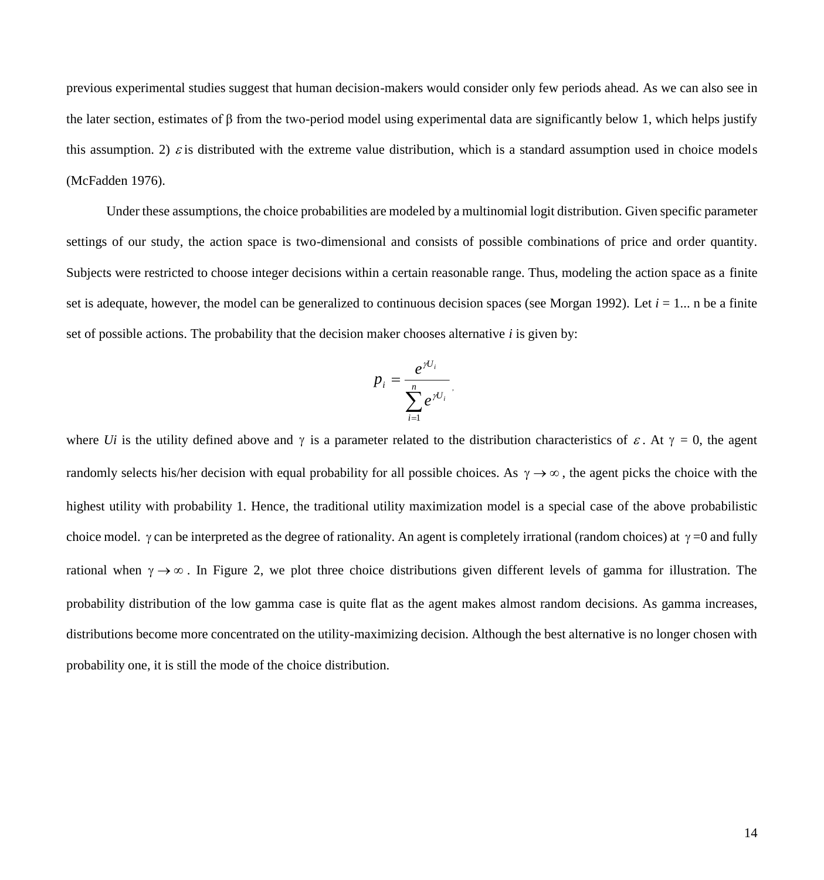previous experimental studies suggest that human decision-makers would consider only few periods ahead. As we can also see in the later section, estimates of $\beta$ from the two-period model using experimental data are significantly below 1, which helps justify this assumption. 2) $\varepsilon$ is distributed with the extreme value distribution, which is a standard assumption used in choice models (McFadden 1976).

Under these assumptions, the choice probabilities are modeled by a multinomial logit distribution. Given specific parameter settings of our study, the action space is two-dimensional and consists of possible combinations of price and order quantity. Subjects were restricted to choose integer decisions within a certain reasonable range. Thus, modeling the action space as a finite set is adequate, however, the model can be generalized to continuous decision spaces (see Morgan 1992). Let $i$ = 1... n be a finite set of possible actions. The probability that the decision maker chooses alternative $i$ is given by:

$$p_i = \frac{e^{\gamma U_i}}{\sum_{i=1}^{n} e^{\gamma U_i}},$$

where $U_i$ is the utility defined above and $\gamma$ is a parameter related to the distribution characteristics of $\varepsilon$. At $\gamma = 0$, the agent randomly selects his/her decision with equal probability for all possible choices. As $\gamma \rightarrow \infty$, the agent picks the choice with the highest utility with probability 1. Hence, the traditional utility maximization model is a special case of the above probabilistic choice model. $\gamma$ can be interpreted as the degree of rationality. An agent is completely irrational (random choices) at $\gamma = 0$ and fully rational when $\gamma \rightarrow \infty$. In Figure 2, we plot three choice distributions given different levels of gamma for illustration. The probability distribution of the low gamma case is quite flat as the agent makes almost random decisions. As gamma increases, distributions become more concentrated on the utility-maximizing decision. Although the best alternative is no longer chosen with probability one, it is still the mode of the choice distribution.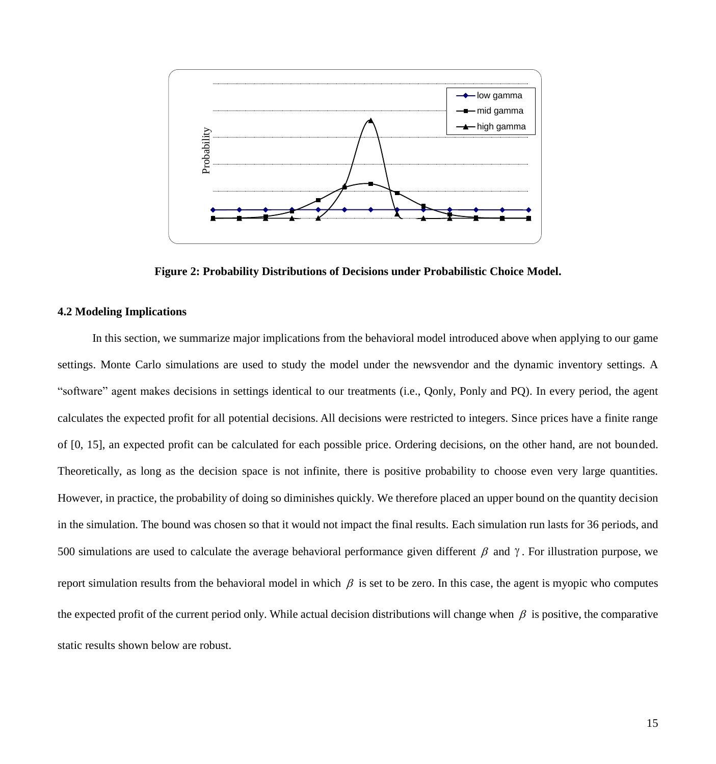**Figure 2: Probability Distributions of Decisions under Probabilistic Choice Model.**

### 4.2 Modeling Implications

In this section, we summarize major implications from the behavioral model introduced above when applying to our game settings. Monte Carlo simulations are used to study the model under the newsvendor and the dynamic inventory settings. A "software" agent makes decisions in settings identical to our treatments (i.e., Qonly, Ponly and PQ). In every period, the agent calculates the expected profit for all potential decisions. All decisions were restricted to integers. Since prices have a finite range of [0, 15], an expected profit can be calculated for each possible price. Ordering decisions, on the other hand, are not bounded. Theoretically, as long as the decision space is not infinite, there is positive probability to choose even very large quantities. However, in practice, the probability of doing so diminishes quickly. We therefore placed an upper bound on the quantity decision in the simulation. The bound was chosen so that it would not impact the final results. Each simulation run lasts for 36 periods, and 500 simulations are used to calculate the average behavioral performance given different $\beta$ and $\gamma$. For illustration purpose, we report simulation results from the behavioral model in which $\beta$ is set to be zero. In this case, the agent is myopic who computes the expected profit of the current period only. While actual decision distributions will change when $\beta$ is positive, the comparative static results shown below are robust.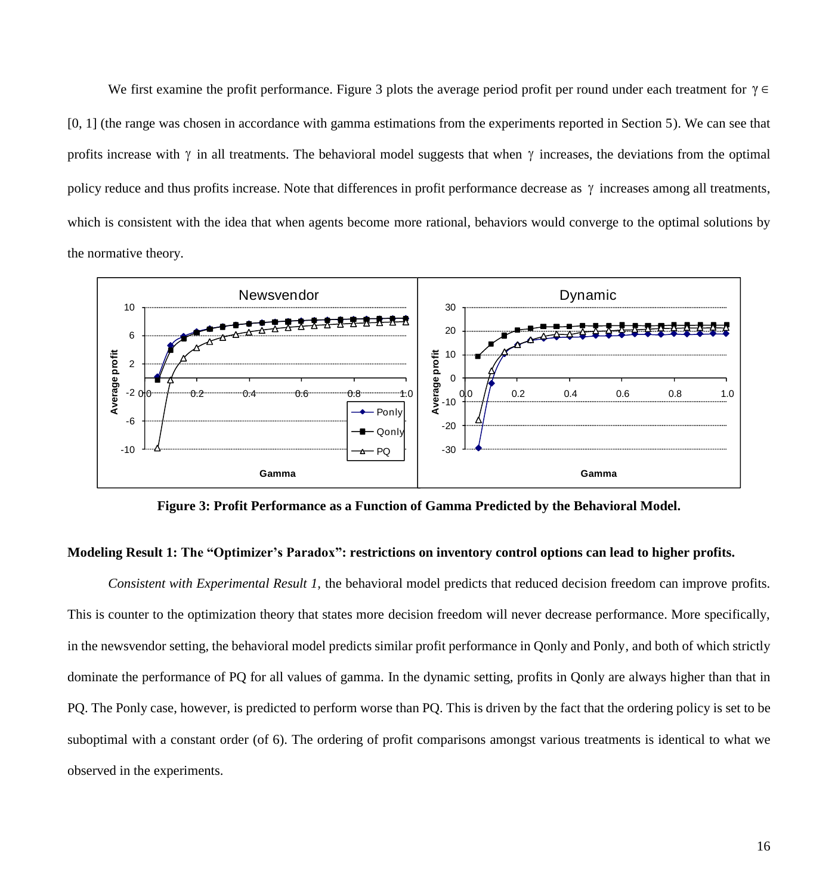We first examine the profit performance. Figure 3 plots the average period profit per round under each treatment for $\gamma \in [0, 1]$ (the range was chosen in accordance with gamma estimations from the experiments reported in Section 5). We can see that profits increase with $\gamma$ in all treatments. The behavioral model suggests that when $\gamma$ increases, the deviations from the optimal policy reduce and thus profits increase. Note that differences in profit performance decrease as $\gamma$ increases among all treatments, which is consistent with the idea that when agents become more rational, behaviors would converge to the optimal solutions by the normative theory.

**Figure 3: Profit Performance as a Function of Gamma Predicted by the Behavioral Model.**

**Modeling Result 1: The "Optimizer's Paradox": restrictions on inventory control options can lead to higher profits.**

*Consistent with Experimental Result 1,* the behavioral model predicts that reduced decision freedom can improve profits. This is counter to the optimization theory that states more decision freedom will never decrease performance. More specifically, in the newsvendor setting, the behavioral model predicts similar profit performance in Qonly and Ponly, and both of which strictly dominate the performance of PQ for all values of gamma. In the dynamic setting, profits in Qonly are always higher than that in PQ. The Ponly case, however, is predicted to perform worse than PQ. This is driven by the fact that the ordering policy is set to be suboptimal with a constant order (of 6). The ordering of profit comparisons amongst various treatments is identical to what we observed in the experiments.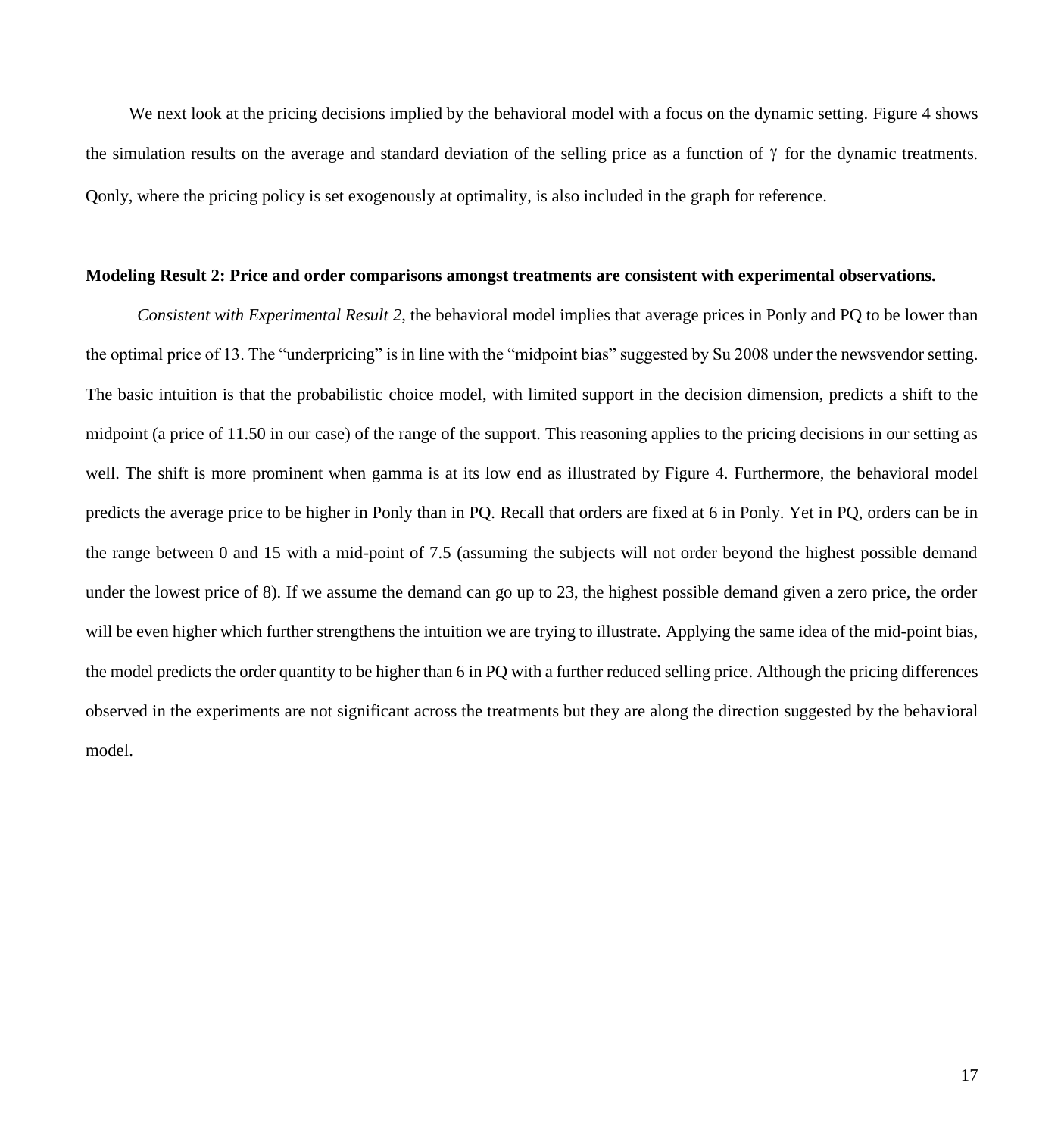We next look at the pricing decisions implied by the behavioral model with a focus on the dynamic setting. Figure 4 shows the simulation results on the average and standard deviation of the selling price as a function of $\gamma$ for the dynamic treatments. Qonly, where the pricing policy is set exogenously at optimality, is also included in the graph for reference.

**Modeling Result 2: Price and order comparisons amongst treatments are consistent with experimental observations.**

*Consistent with Experimental Result 2*, the behavioral model implies that average prices in Ponly and PQ to be lower than the optimal price of 13. The "underpricing" is in line with the "midpoint bias" suggested by Su 2008 under the newsvendor setting. The basic intuition is that the probabilistic choice model, with limited support in the decision dimension, predicts a shift to the midpoint (a price of 11.50 in our case) of the range of the support. This reasoning applies to the pricing decisions in our setting as well. The shift is more prominent when gamma is at its low end as illustrated by Figure 4. Furthermore, the behavioral model predicts the average price to be higher in Ponly than in PQ. Recall that orders are fixed at 6 in Ponly. Yet in PQ, orders can be in the range between 0 and 15 with a mid-point of 7.5 (assuming the subjects will not order beyond the highest possible demand under the lowest price of 8). If we assume the demand can go up to 23, the highest possible demand given a zero price, the order will be even higher which further strengthens the intuition we are trying to illustrate. Applying the same idea of the mid-point bias, the model predicts the order quantity to be higher than 6 in PQ with a further reduced selling price. Although the pricing differences observed in the experiments are not significant across the treatments but they are along the direction suggested by the behavioral model.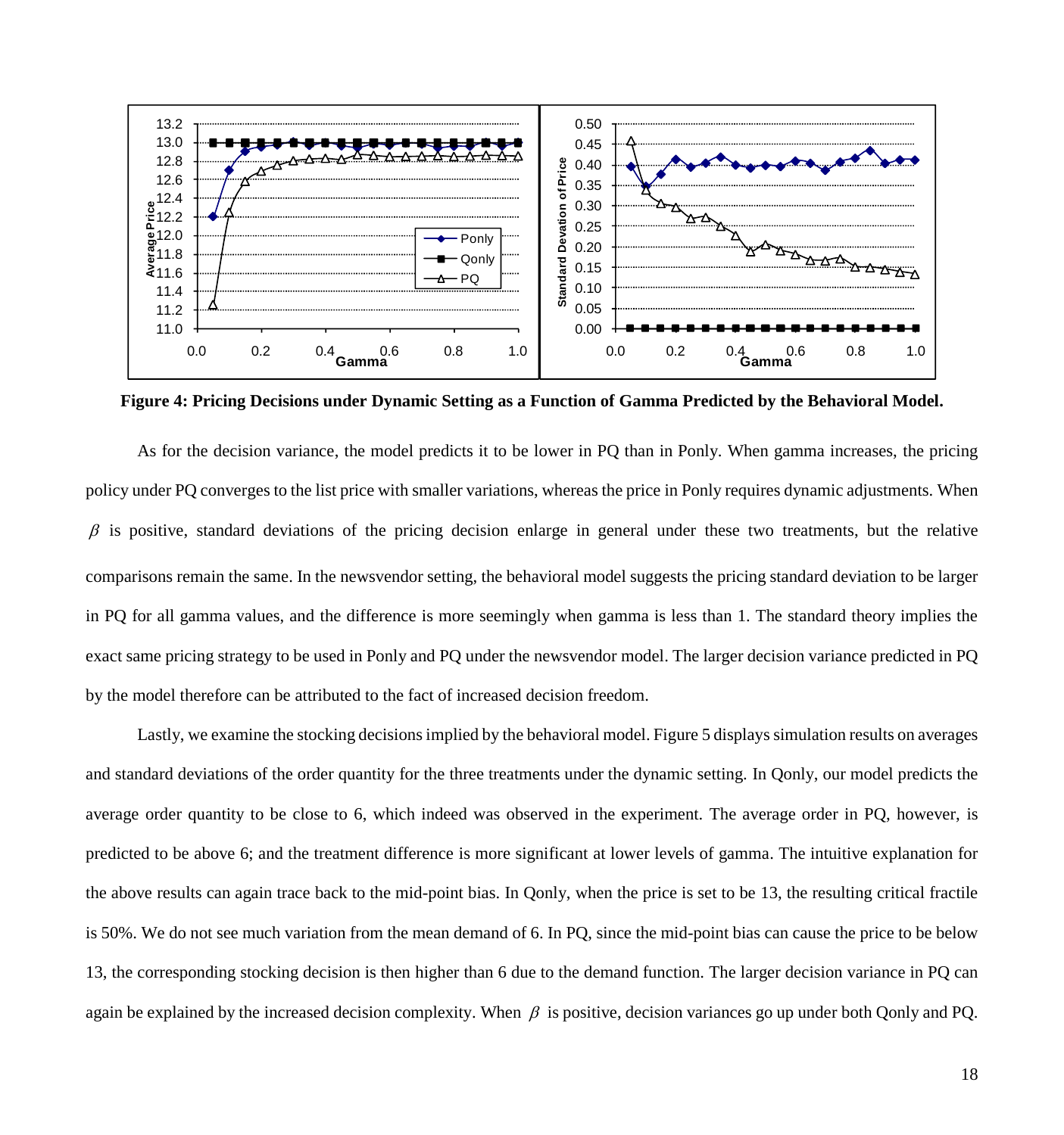**Figure 4: Pricing Decisions under Dynamic Setting as a Function of Gamma Predicted by the Behavioral Model.**

As for the decision variance, the model predicts it to be lower in PQ than in Ponly. When gamma increases, the pricing policy under PQ converges to the list price with smaller variations, whereas the price in Ponly requires dynamic adjustments. When $\beta$ is positive, standard deviations of the pricing decision enlarge in general under these two treatments, but the relative comparisons remain the same. In the newsvendor setting, the behavioral model suggests the pricing standard deviation to be larger in PQ for all gamma values, and the difference is more seemingly when gamma is less than 1. The standard theory implies the exact same pricing strategy to be used in Ponly and PQ under the newsvendor model. The larger decision variance predicted in PQ by the model therefore can be attributed to the fact of increased decision freedom.

Lastly, we examine the stocking decisions implied by the behavioral model. Figure 5 displays simulation results on averages and standard deviations of the order quantity for the three treatments under the dynamic setting. In Qonly, our model predicts the average order quantity to be close to 6, which indeed was observed in the experiment. The average order in PQ, however, is predicted to be above 6; and the treatment difference is more significant at lower levels of gamma. The intuitive explanation for the above results can again trace back to the mid-point bias. In Qonly, when the price is set to be 13, the resulting critical fractile is 50%. We do not see much variation from the mean demand of 6. In PQ, since the mid-point bias can cause the price to be below 13, the corresponding stocking decision is then higher than 6 due to the demand function. The larger decision variance in PQ can again be explained by the increased decision complexity. When $\beta$ is positive, decision variances go up under both Qonly and PQ.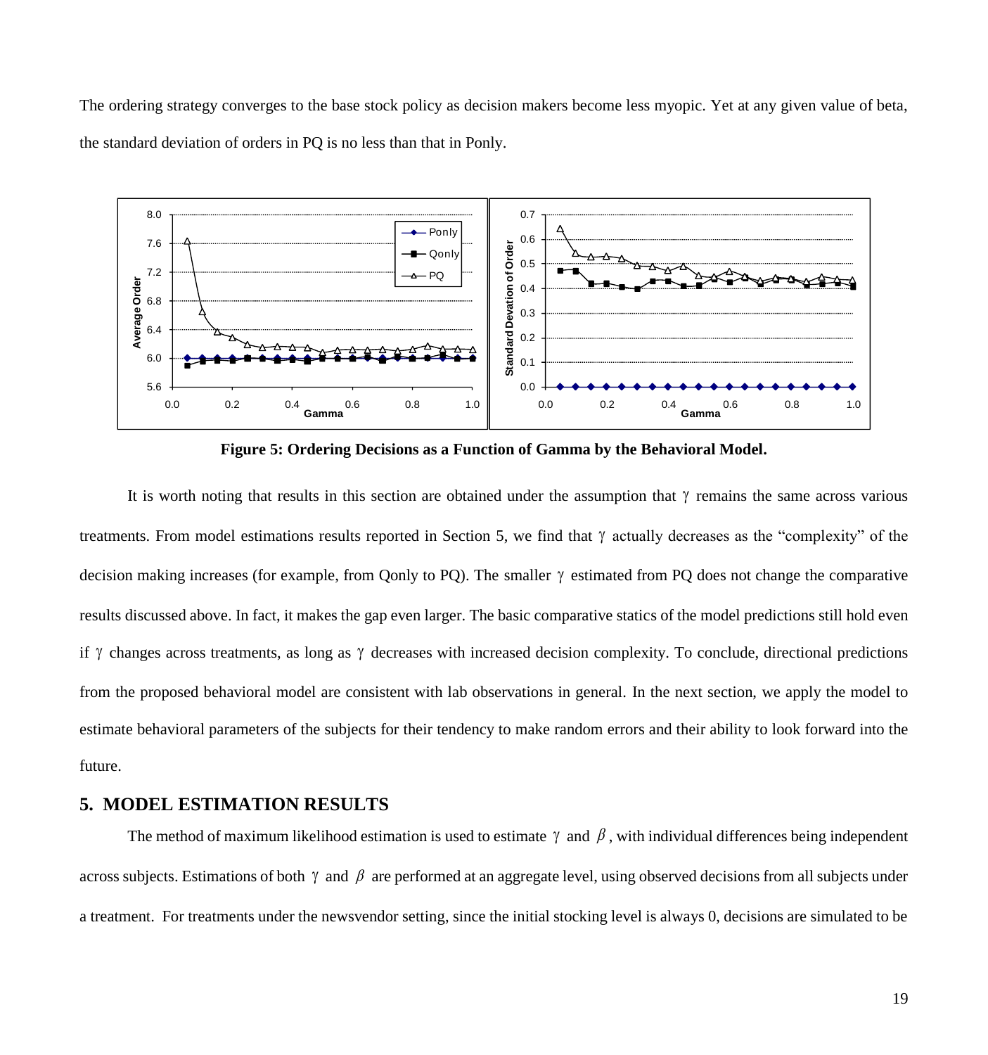The ordering strategy converges to the base stock policy as decision makers become less myopic. Yet at any given value of beta, the standard deviation of orders in PQ is no less than that in Ponly.

**Figure 5: Ordering Decisions as a Function of Gamma by the Behavioral Model.**

It is worth noting that results in this section are obtained under the assumption that $\gamma$ remains the same across various treatments. From model estimations results reported in Section 5, we find that $\gamma$ actually decreases as the "complexity" of the decision making increases (for example, from Qonly to PQ). The smaller $\gamma$ estimated from PQ does not change the comparative results discussed above. In fact, it makes the gap even larger. The basic comparative statics of the model predictions still hold even if $\gamma$ changes across treatments, as long as $\gamma$ decreases with increased decision complexity. To conclude, directional predictions from the proposed behavioral model are consistent with lab observations in general. In the next section, we apply the model to estimate behavioral parameters of the subjects for their tendency to make random errors and their ability to look forward into the future.

## 5. MODEL ESTIMATION RESULTS

The method of maximum likelihood estimation is used to estimate $\gamma$ and $\beta$, with individual differences being independent across subjects. Estimations of both $\gamma$ and $\beta$ are performed at an aggregate level, using observed decisions from all subjects under a treatment. For treatments under the newsvendor setting, since the initial stocking level is always 0, decisions are simulated to be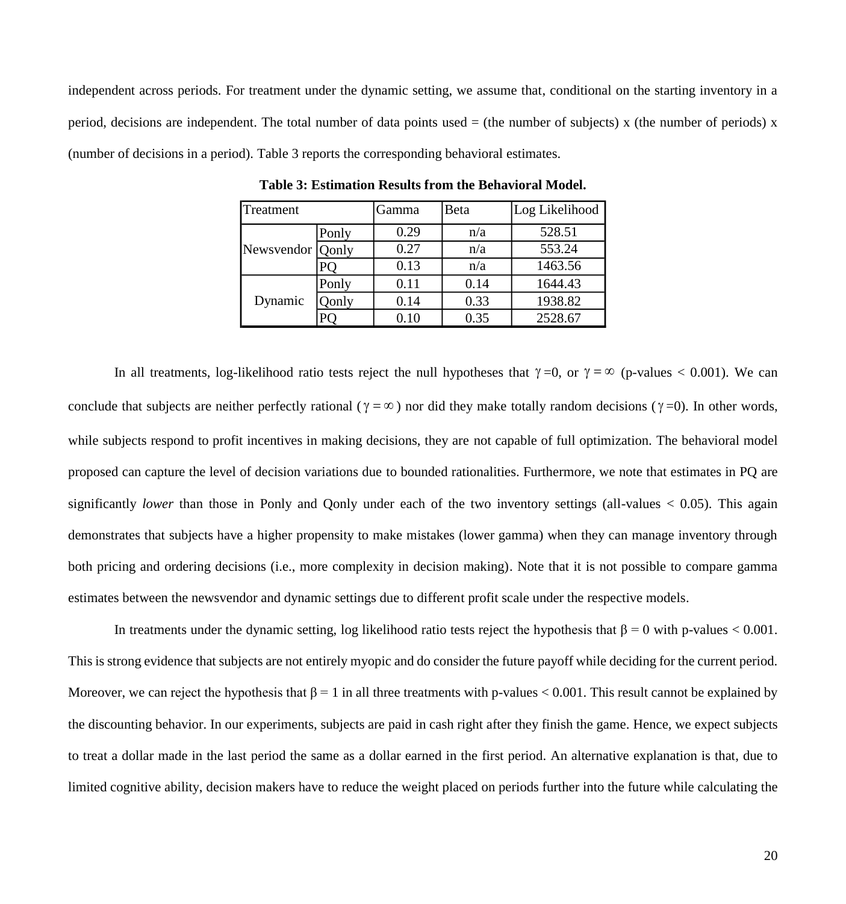independent across periods. For treatment under the dynamic setting, we assume that, conditional on the starting inventory in a period, decisions are independent. The total number of data points used = (the number of subjects) x (the number of periods) x (number of decisions in a period). Table 3 reports the corresponding behavioral estimates.

**Table 3: Estimation Results from the Behavioral Model.**

| Treatment | | Gamma | Beta | Log Likelihood |
|---|---|---|---|---|
| Newsvendor | Ponly | 0.29 | n/a | 528.51 |
| | Qonly | 0.27 | n/a | 553.24 |
| | PQ | 0.13 | n/a | 1463.56 |
| Dynamic | Ponly | 0.11 | 0.14 | 1644.43 |
| | Qonly | 0.14 | 0.33 | 1938.82 |
| | PQ | 0.10 | 0.35 | 2528.67 |

In all treatments, log-likelihood ratio tests reject the null hypotheses that $\gamma = 0$, or $\gamma = \infty$ (p-values < 0.001). We can conclude that subjects are neither perfectly rational ($\gamma = \infty$) nor did they make totally random decisions ($\gamma = 0$). In other words, while subjects respond to profit incentives in making decisions, they are not capable of full optimization. The behavioral model proposed can capture the level of decision variations due to bounded rationalities. Furthermore, we note that estimates in PQ are significantly *lower* than those in Ponly and Qonly under each of the two inventory settings (all-values < 0.05). This again demonstrates that subjects have a higher propensity to make mistakes (lower gamma) when they can manage inventory through both pricing and ordering decisions (i.e., more complexity in decision making). Note that it is not possible to compare gamma estimates between the newsvendor and dynamic settings due to different profit scale under the respective models.

In treatments under the dynamic setting, log likelihood ratio tests reject the hypothesis that $\beta = 0$ with p-values < 0.001. This is strong evidence that subjects are not entirely myopic and do consider the future payoff while deciding for the current period. Moreover, we can reject the hypothesis that $\beta = 1$ in all three treatments with p-values < 0.001. This result cannot be explained by the discounting behavior. In our experiments, subjects are paid in cash right after they finish the game. Hence, we expect subjects to treat a dollar made in the last period the same as a dollar earned in the first period. An alternative explanation is that, due to limited cognitive ability, decision makers have to reduce the weight placed on periods further into the future while calculating the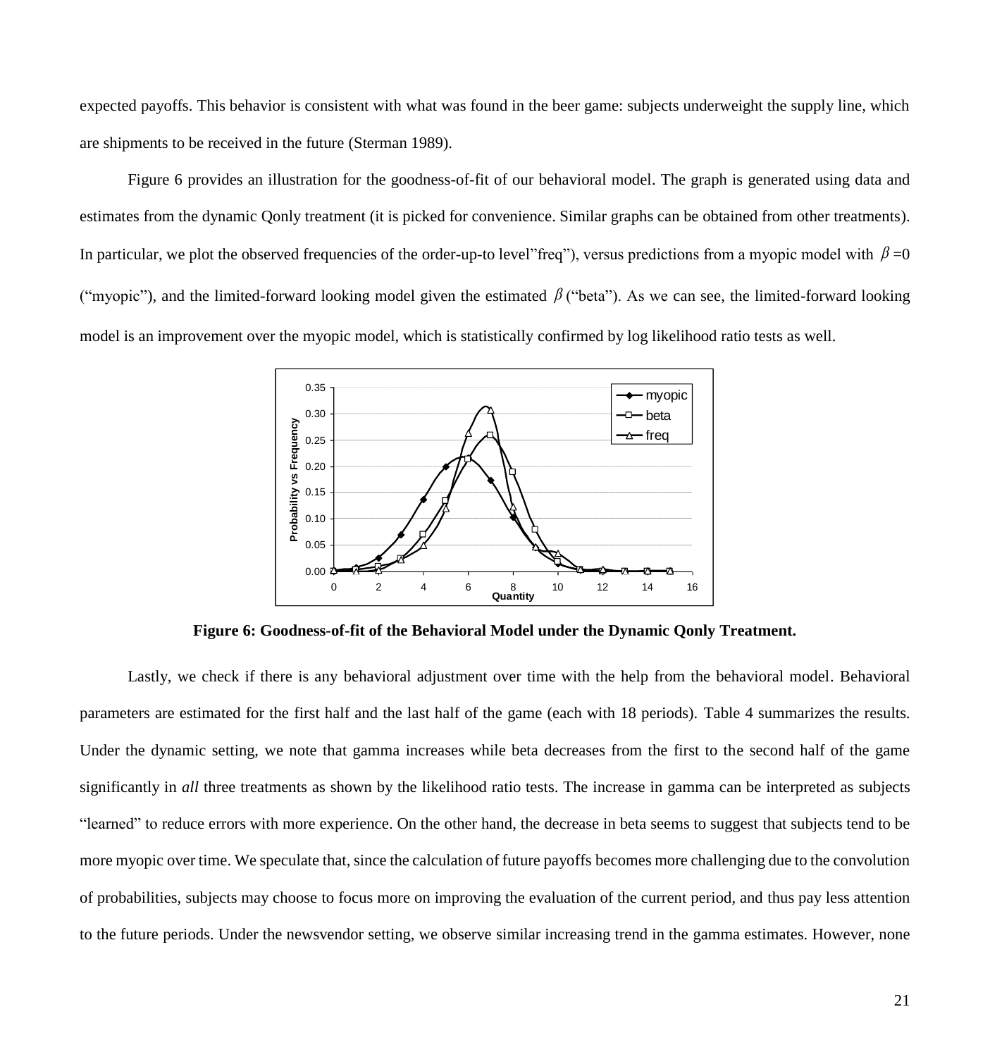expected payoffs. This behavior is consistent with what was found in the beer game: subjects underweight the supply line, which are shipments to be received in the future (Sterman 1989).

Figure 6 provides an illustration for the goodness-of-fit of our behavioral model. The graph is generated using data and estimates from the dynamic Qonly treatment (it is picked for convenience. Similar graphs can be obtained from other treatments). In particular, we plot the observed frequencies of the order-up-to level"freq"), versus predictions from a myopic model with $\beta=0$ ("myopic"), and the limited-forward looking model given the estimated $\beta$ ("beta"). As we can see, the limited-forward looking model is an improvement over the myopic model, which is statistically confirmed by log likelihood ratio tests as well.

**Figure 6: Goodness-of-fit of the Behavioral Model under the Dynamic Qonly Treatment.**

Lastly, we check if there is any behavioral adjustment over time with the help from the behavioral model. Behavioral parameters are estimated for the first half and the last half of the game (each with 18 periods). Table 4 summarizes the results. Under the dynamic setting, we note that gamma increases while beta decreases from the first to the second half of the game significantly in *all* three treatments as shown by the likelihood ratio tests. The increase in gamma can be interpreted as subjects "learned" to reduce errors with more experience. On the other hand, the decrease in beta seems to suggest that subjects tend to be more myopic over time. We speculate that, since the calculation of future payoffs becomes more challenging due to the convolution of probabilities, subjects may choose to focus more on improving the evaluation of the current period, and thus pay less attention to the future periods. Under the newsvendor setting, we observe similar increasing trend in the gamma estimates. However, none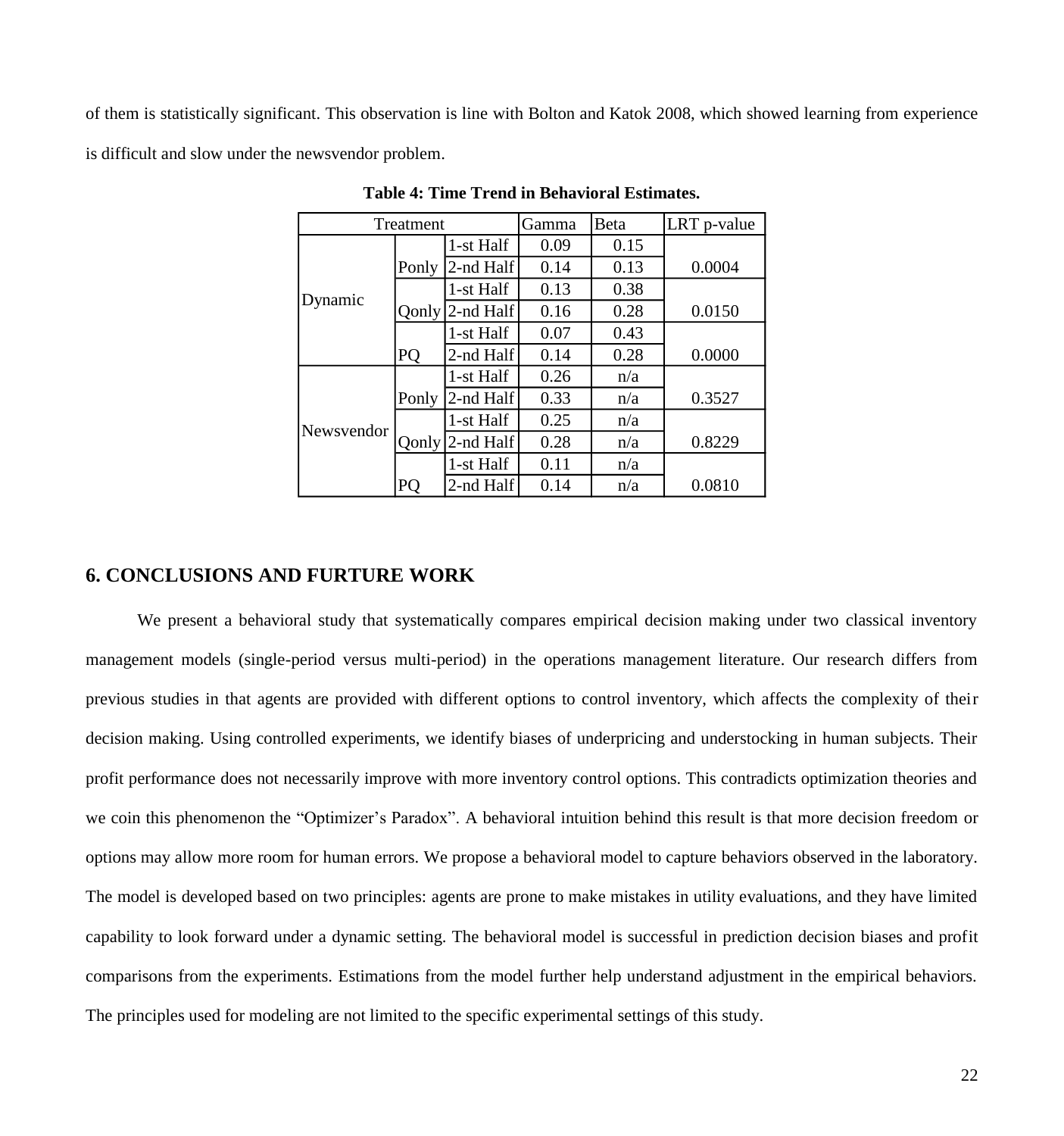of them is statistically significant. This observation is line with Bolton and Katok 2008, which showed learning from experience is difficult and slow under the newsvendor problem.

**Table 4: Time Trend in Behavioral Estimates.**

| Treatment | | | Gamma | Beta | LRT p-value |
|---|---|---|---|---|---|
| Dynamic | Ponly | 1-st Half | 0.09 | 0.15 | |
| | | 2-nd Half | 0.14 | 0.13 | 0.0004 |
| | Qonly | 1-st Half | 0.13 | 0.38 | |
| | | 2-nd Half | 0.16 | 0.28 | 0.0150 |
| | PQ | 1-st Half | 0.07 | 0.43 | |
| | | 2-nd Half | 0.14 | 0.28 | 0.0000 |
| Newsvendor | Ponly | 1-st Half | 0.26 | n/a | |
| | | 2-nd Half | 0.33 | n/a | 0.3527 |
| | Qonly | 1-st Half | 0.25 | n/a | |
| | | 2-nd Half | 0.28 | n/a | 0.8229 |
| | PQ | 1-st Half | 0.11 | n/a | |
| | | 2-nd Half | 0.14 | n/a | 0.0810 |

## 6. CONCLUSIONS AND FURTURE WORK

We present a behavioral study that systematically compares empirical decision making under two classical inventory management models (single-period versus multi-period) in the operations management literature. Our research differs from previous studies in that agents are provided with different options to control inventory, which affects the complexity of their decision making. Using controlled experiments, we identify biases of underpricing and understocking in human subjects. Their profit performance does not necessarily improve with more inventory control options. This contradicts optimization theories and we coin this phenomenon the "Optimizer's Paradox". A behavioral intuition behind this result is that more decision freedom or options may allow more room for human errors. We propose a behavioral model to capture behaviors observed in the laboratory. The model is developed based on two principles: agents are prone to make mistakes in utility evaluations, and they have limited capability to look forward under a dynamic setting. The behavioral model is successful in prediction decision biases and profit comparisons from the experiments. Estimations from the model further help understand adjustment in the empirical behaviors. The principles used for modeling are not limited to the specific experimental settings of this study.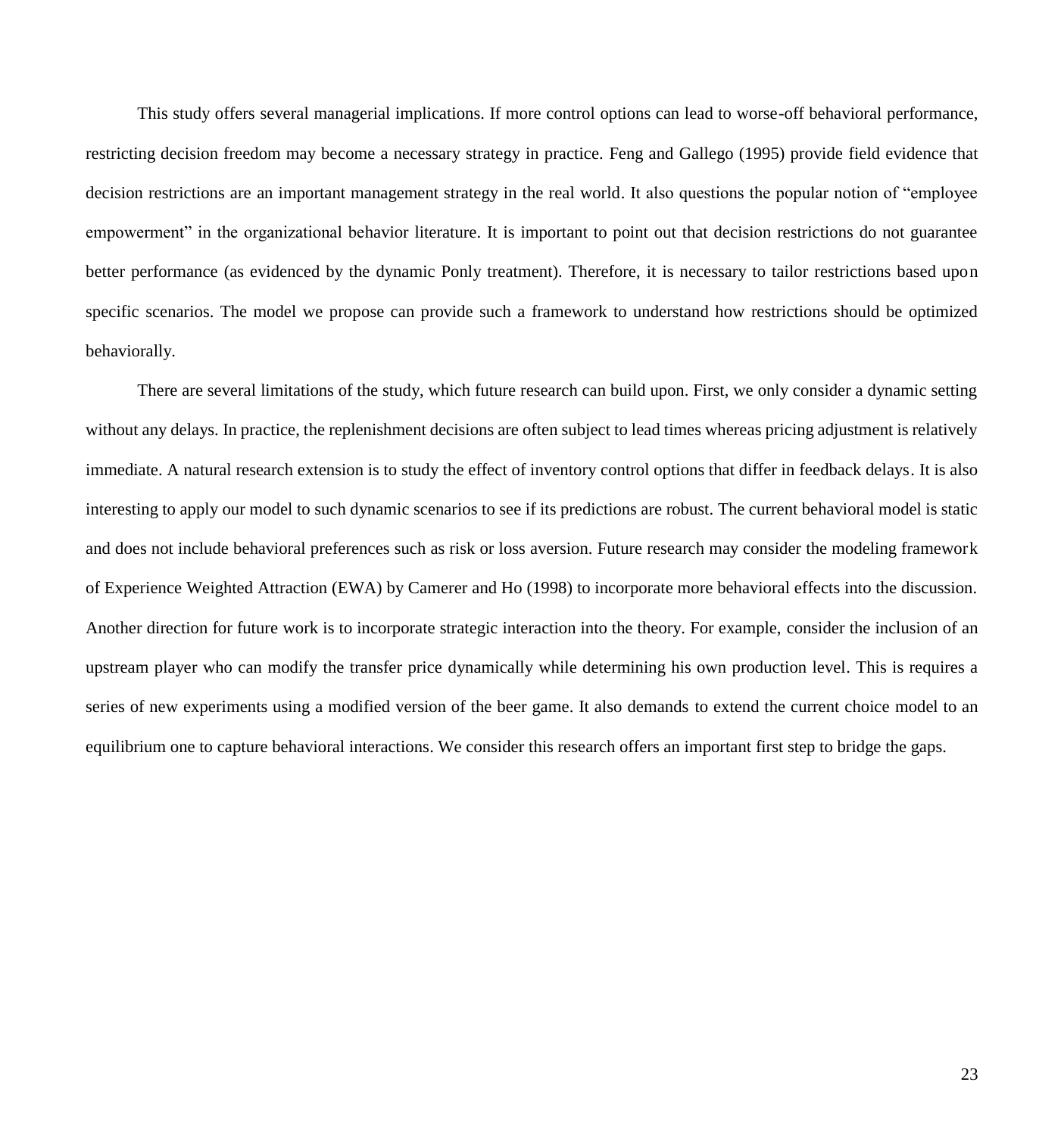This study offers several managerial implications. If more control options can lead to worse-off behavioral performance, restricting decision freedom may become a necessary strategy in practice. Feng and Gallego (1995) provide field evidence that decision restrictions are an important management strategy in the real world. It also questions the popular notion of "employee empowerment" in the organizational behavior literature. It is important to point out that decision restrictions do not guarantee better performance (as evidenced by the dynamic Ponly treatment). Therefore, it is necessary to tailor restrictions based upon specific scenarios. The model we propose can provide such a framework to understand how restrictions should be optimized behaviorally.

There are several limitations of the study, which future research can build upon. First, we only consider a dynamic setting without any delays. In practice, the replenishment decisions are often subject to lead times whereas pricing adjustment is relatively immediate. A natural research extension is to study the effect of inventory control options that differ in feedback delays. It is also interesting to apply our model to such dynamic scenarios to see if its predictions are robust. The current behavioral model is static and does not include behavioral preferences such as risk or loss aversion. Future research may consider the modeling framework of Experience Weighted Attraction (EWA) by Camerer and Ho (1998) to incorporate more behavioral effects into the discussion. Another direction for future work is to incorporate strategic interaction into the theory. For example, consider the inclusion of an upstream player who can modify the transfer price dynamically while determining his own production level. This is requires a series of new experiments using a modified version of the beer game. It also demands to extend the current choice model to an equilibrium one to capture behavioral interactions. We consider this research offers an important first step to bridge the gaps.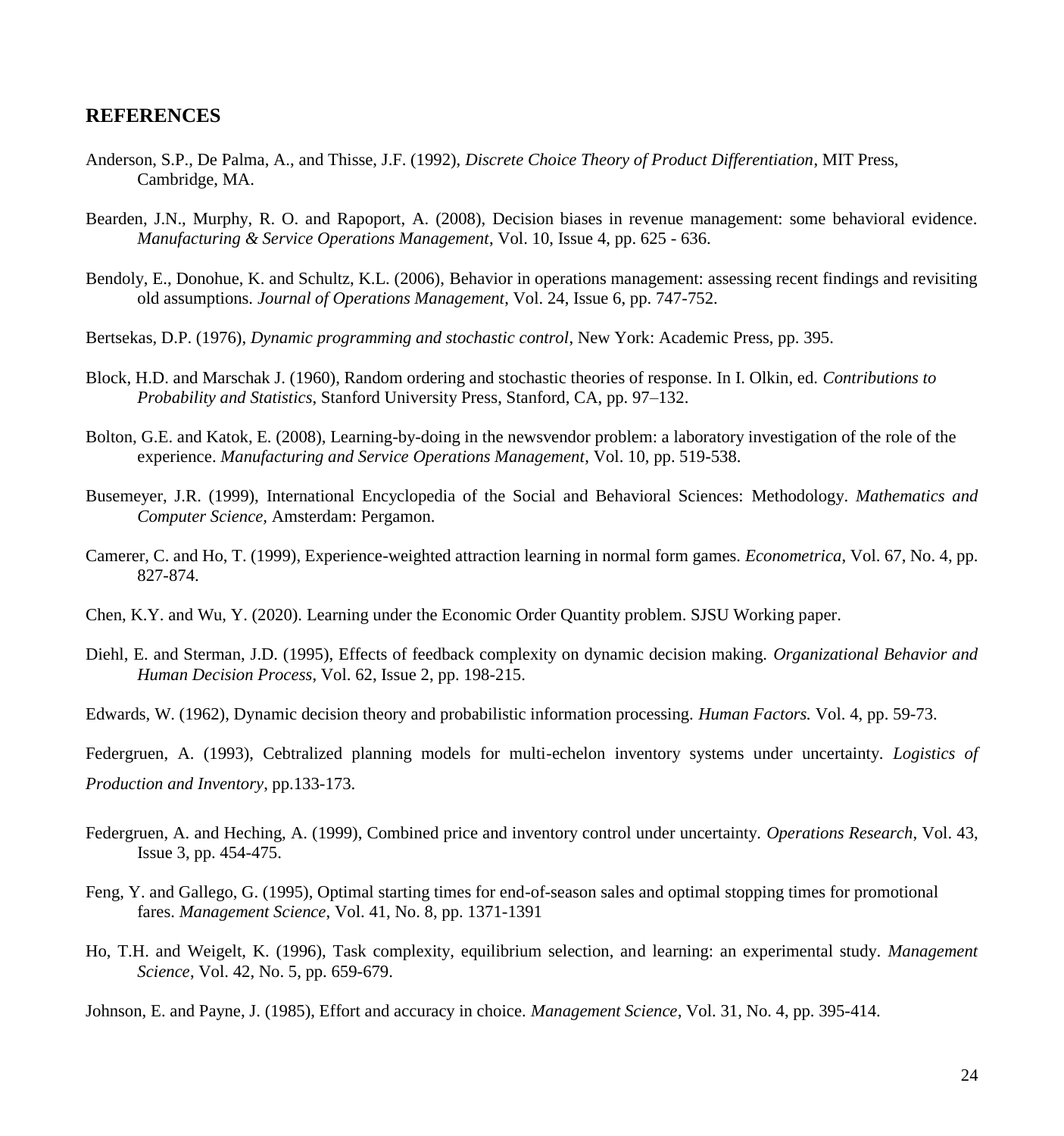## REFERENCES

Anderson, S.P., De Palma, A., and Thisse, J.F. (1992), *Discrete Choice Theory of Product Differentiation*, MIT Press, Cambridge, MA.

Bearden, J.N., Murphy, R. O. and Rapoport, A. (2008), Decision biases in revenue management: some behavioral evidence. *Manufacturing & Service Operations Management*, Vol. 10, Issue 4, pp. 625 - 636.

Bendoly, E., Donohue, K. and Schultz, K.L. (2006), Behavior in operations management: assessing recent findings and revisiting old assumptions. *Journal of Operations Management*, Vol. 24, Issue 6, pp. 747-752.

Bertsekas, D.P. (1976), *Dynamic programming and stochastic control*, New York: Academic Press, pp. 395.

Block, H.D. and Marschak J. (1960), Random ordering and stochastic theories of response. In I. Olkin, ed. *Contributions to Probability and Statistics*, Stanford University Press, Stanford, CA, pp. 97–132.

Bolton, G.E. and Katok, E. (2008), Learning-by-doing in the newsvendor problem: a laboratory investigation of the role of the experience. *Manufacturing and Service Operations Management*, Vol. 10, pp. 519-538.

Busemeyer, J.R. (1999), International Encyclopedia of the Social and Behavioral Sciences: Methodology. *Mathematics and Computer Science*, Amsterdam: Pergamon.

Camerer, C. and Ho, T. (1999), Experience-weighted attraction learning in normal form games. *Econometrica*, Vol. 67, No. 4, pp. 827-874.

Chen, K.Y. and Wu, Y. (2020). Learning under the Economic Order Quantity problem. SJSU Working paper.

Diehl, E. and Sterman, J.D. (1995), Effects of feedback complexity on dynamic decision making. *Organizational Behavior and Human Decision Process*, Vol. 62, Issue 2, pp. 198-215.

Edwards, W. (1962), Dynamic decision theory and probabilistic information processing. *Human Factors.* Vol. 4, pp. 59-73.

Federgruen, A. (1993), Cebtralized planning models for multi-echelon inventory systems under uncertainty. *Logistics of Production and Inventory*, pp.133-173.

Federgruen, A. and Heching, A. (1999), Combined price and inventory control under uncertainty. *Operations Research*, Vol. 43, Issue 3, pp. 454-475.

Feng, Y. and Gallego, G. (1995), Optimal starting times for end-of-season sales and optimal stopping times for promotional fares. *Management Science*, Vol. 41, No. 8, pp. 1371-1391

Ho, T.H. and Weigelt, K. (1996), Task complexity, equilibrium selection, and learning: an experimental study. *Management Science*, Vol. 42, No. 5, pp. 659-679.

Johnson, E. and Payne, J. (1985), Effort and accuracy in choice. *Management Science*, Vol. 31, No. 4, pp. 395-414.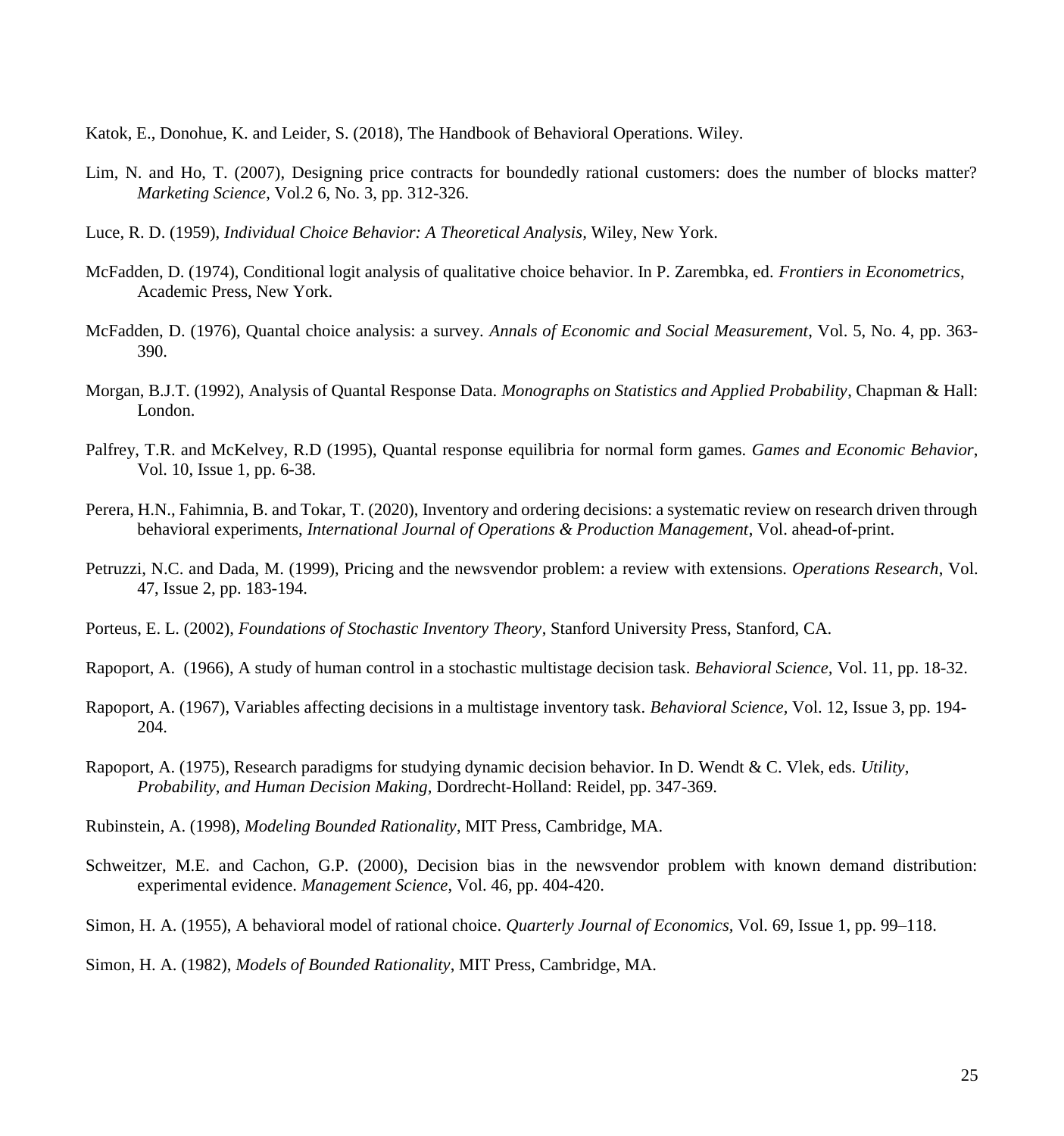Katok, E., Donohue, K. and Leider, S. (2018), The Handbook of Behavioral Operations. Wiley.

Lim, N. and Ho, T. (2007), Designing price contracts for boundedly rational customers: does the number of blocks matter? *Marketing Science*, Vol.2 6, No. 3, pp. 312-326.

Luce, R. D. (1959), *Individual Choice Behavior: A Theoretical Analysis,* Wiley, New York.

McFadden, D. (1974), Conditional logit analysis of qualitative choice behavior. In P. Zarembka, ed. *Frontiers in Econometrics*, Academic Press, New York.

McFadden, D. (1976), Quantal choice analysis: a survey. *Annals of Economic and Social Measurement*, Vol. 5, No. 4, pp. 363-390.

Morgan, B.J.T. (1992), Analysis of Quantal Response Data. *Monographs on Statistics and Applied Probability*, Chapman & Hall: London.

Palfrey, T.R. and McKelvey, R.D (1995), Quantal response equilibria for normal form games. *Games and Economic Behavior*, Vol. 10, Issue 1, pp. 6-38.

Perera, H.N., Fahimnia, B. and Tokar, T. (2020), Inventory and ordering decisions: a systematic review on research driven through behavioral experiments, *International Journal of Operations & Production Management*, Vol. ahead-of-print.

Petruzzi, N.C. and Dada, M. (1999), Pricing and the newsvendor problem: a review with extensions. *Operations Research*, Vol. 47, Issue 2, pp. 183-194.

Porteus, E. L. (2002), *Foundations of Stochastic Inventory Theory*, Stanford University Press, Stanford, CA.

Rapoport, A. (1966), A study of human control in a stochastic multistage decision task. *Behavioral Science,* Vol. 11, pp. 18-32.

Rapoport, A. (1967), Variables affecting decisions in a multistage inventory task. *Behavioral Science*, Vol. 12, Issue 3, pp. 194-204.

Rapoport, A. (1975), Research paradigms for studying dynamic decision behavior. In D. Wendt & C. Vlek, eds. *Utility, Probability, and Human Decision Making,* Dordrecht-Holland: Reidel, pp. 347-369.

Rubinstein, A. (1998), *Modeling Bounded Rationality*, MIT Press, Cambridge, MA.

Schweitzer, M.E. and Cachon, G.P. (2000), Decision bias in the newsvendor problem with known demand distribution: experimental evidence. *Management Science*, Vol. 46, pp. 404-420.

Simon, H. A. (1955), A behavioral model of rational choice. *Quarterly Journal of Economics,* Vol. 69, Issue 1, pp. 99–118.

Simon, H. A. (1982), *Models of Bounded Rationality*, MIT Press, Cambridge, MA.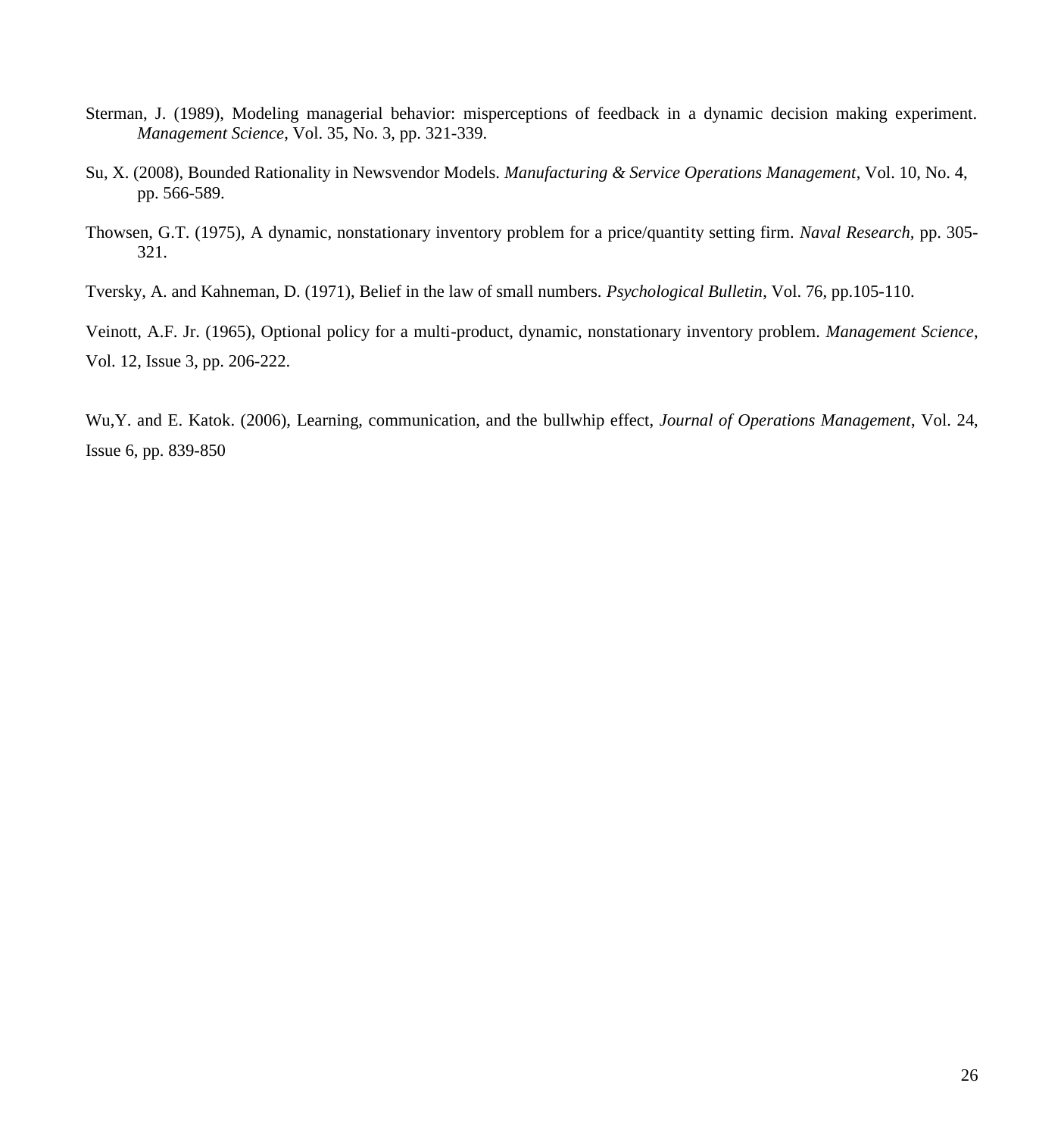Sterman, J. (1989), Modeling managerial behavior: misperceptions of feedback in a dynamic decision making experiment. *Management Science*, Vol. 35, No. 3, pp. 321-339.

Su, X. (2008), Bounded Rationality in Newsvendor Models. *Manufacturing & Service Operations Management*, Vol. 10, No. 4, pp. 566-589.

Thowsen, G.T. (1975), A dynamic, nonstationary inventory problem for a price/quantity setting firm. *Naval Research,* pp. 305-321.

Tversky, A. and Kahneman, D. (1971), Belief in the law of small numbers. *Psychological Bulletin*, Vol. 76, pp.105-110.

Veinott, A.F. Jr. (1965), Optional policy for a multi-product, dynamic, nonstationary inventory problem. *Management Science*, Vol. 12, Issue 3, pp. 206-222.

Wu,Y. and E. Katok. (2006), Learning, communication, and the bullwhip effect, *Journal of Operations Management*, Vol. 24, Issue 6, pp. 839-850